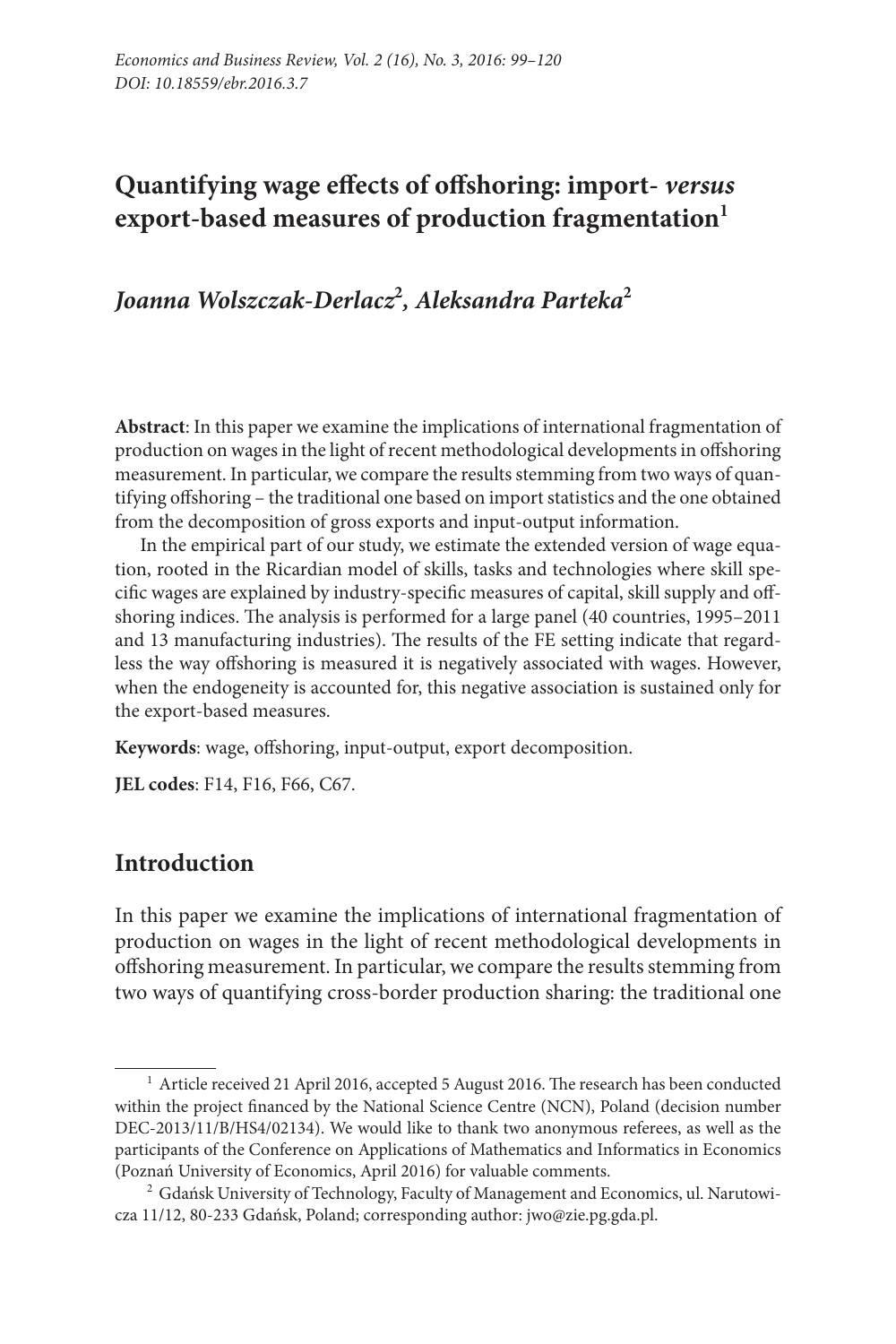# Quantifying wage effects of offshoring: import- *versus* export-based measures of production fragmentation[1]

## *Joanna Wolszczak-Derlacz*[2]*, Aleksandra Parteka*[2]

**Abstract**: In this paper we examine the implications of international fragmentation of production on wages in the light of recent methodological developments in offshoring measurement. In particular, we compare the results stemming from two ways of quantifying offshoring – the traditional one based on import statistics and the one obtained from the decomposition of gross exports and input-output information.

In the empirical part of our study, we estimate the extended version of wage equation, rooted in the Ricardian model of skills, tasks and technologies where skill specific wages are explained by industry-specific measures of capital, skill supply and offshoring indices. The analysis is performed for a large panel (40 countries, 1995–2011 and 13 manufacturing industries). The results of the FE setting indicate that regardless the way offshoring is measured it is negatively associated with wages. However, when the endogeneity is accounted for, this negative association is sustained only for the export-based measures.

**Keywords**: wage, offshoring, input-output, export decomposition.

**JEL codes**: F14, F16, F66, C67.

## Introduction

In this paper we examine the implications of international fragmentation of production on wages in the light of recent methodological developments in offshoring measurement. In particular, we compare the results stemming from two ways of quantifying cross-border production sharing: the traditional one

---

[1] Article received 21 April 2016, accepted 5 August 2016. The research has been conducted within the project financed by the National Science Centre (NCN), Poland (decision number DEC-2013/11/B/HS4/02134). We would like to thank two anonymous referees, as well as the participants of the Conference on Applications of Mathematics and Informatics in Economics (Poznań University of Economics, April 2016) for valuable comments.

[2] Gdańsk University of Technology, Faculty of Management and Economics, ul. Narutowicza 11/12, 80-233 Gdańsk, Poland; corresponding author: jwo@zie.pg.gda.pl.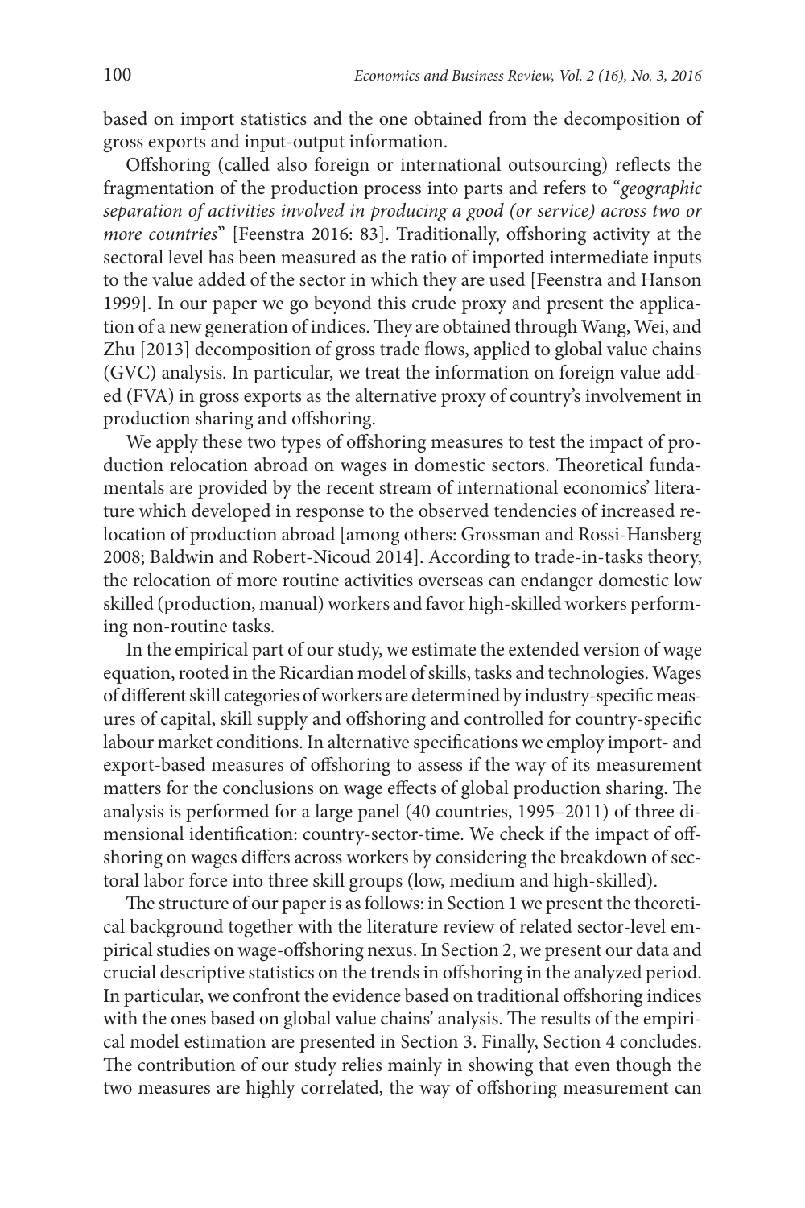based on import statistics and the one obtained from the decomposition of gross exports and input-output information.

Offshoring (called also foreign or international outsourcing) reflects the fragmentation of the production process into parts and refers to "*geographic separation of activities involved in producing a good (or service) across two or more countries*" [Feenstra 2016: 83]. Traditionally, offshoring activity at the sectoral level has been measured as the ratio of imported intermediate inputs to the value added of the sector in which they are used [Feenstra and Hanson 1999]. In our paper we go beyond this crude proxy and present the application of a new generation of indices. They are obtained through Wang, Wei, and Zhu [2013] decomposition of gross trade flows, applied to global value chains (GVC) analysis. In particular, we treat the information on foreign value added (FVA) in gross exports as the alternative proxy of country's involvement in production sharing and offshoring.

We apply these two types of offshoring measures to test the impact of production relocation abroad on wages in domestic sectors. Theoretical fundamentals are provided by the recent stream of international economics' literature which developed in response to the observed tendencies of increased relocation of production abroad [among others: Grossman and Rossi-Hansberg 2008; Baldwin and Robert-Nicoud 2014]. According to trade-in-tasks theory, the relocation of more routine activities overseas can endanger domestic low skilled (production, manual) workers and favor high-skilled workers performing non-routine tasks.

In the empirical part of our study, we estimate the extended version of wage equation, rooted in the Ricardian model of skills, tasks and technologies. Wages of different skill categories of workers are determined by industry-specific measures of capital, skill supply and offshoring and controlled for country-specific labour market conditions. In alternative specifications we employ import- and export-based measures of offshoring to assess if the way of its measurement matters for the conclusions on wage effects of global production sharing. The analysis is performed for a large panel (40 countries, 1995–2011) of three dimensional identification: country-sector-time. We check if the impact of offshoring on wages differs across workers by considering the breakdown of sectoral labor force into three skill groups (low, medium and high-skilled).

The structure of our paper is as follows: in Section 1 we present the theoretical background together with the literature review of related sector-level empirical studies on wage-offshoring nexus. In Section 2, we present our data and crucial descriptive statistics on the trends in offshoring in the analyzed period. In particular, we confront the evidence based on traditional offshoring indices with the ones based on global value chains' analysis. The results of the empirical model estimation are presented in Section 3. Finally, Section 4 concludes. The contribution of our study relies mainly in showing that even though the two measures are highly correlated, the way of offshoring measurement can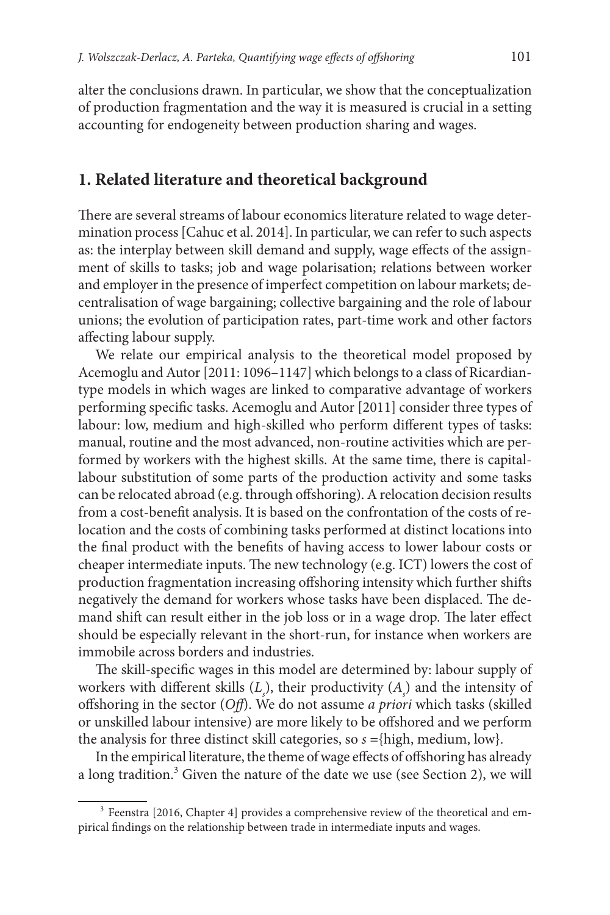alter the conclusions drawn. In particular, we show that the conceptualization of production fragmentation and the way it is measured is crucial in a setting accounting for endogeneity between production sharing and wages.

## 1. Related literature and theoretical background

There are several streams of labour economics literature related to wage determination process [Cahuc et al. 2014]. In particular, we can refer to such aspects as: the interplay between skill demand and supply, wage effects of the assignment of skills to tasks; job and wage polarisation; relations between worker and employer in the presence of imperfect competition on labour markets; decentralisation of wage bargaining; collective bargaining and the role of labour unions; the evolution of participation rates, part-time work and other factors affecting labour supply.

We relate our empirical analysis to the theoretical model proposed by Acemoglu and Autor [2011: 1096–1147] which belongs to a class of Ricardian-type models in which wages are linked to comparative advantage of workers performing specific tasks. Acemoglu and Autor [2011] consider three types of labour: low, medium and high-skilled who perform different types of tasks: manual, routine and the most advanced, non-routine activities which are performed by workers with the highest skills. At the same time, there is capital-labour substitution of some parts of the production activity and some tasks can be relocated abroad (e.g. through offshoring). A relocation decision results from a cost-benefit analysis. It is based on the confrontation of the costs of relocation and the costs of combining tasks performed at distinct locations into the final product with the benefits of having access to lower labour costs or cheaper intermediate inputs. The new technology (e.g. ICT) lowers the cost of production fragmentation increasing offshoring intensity which further shifts negatively the demand for workers whose tasks have been displaced. The demand shift can result either in the job loss or in a wage drop. The later effect should be especially relevant in the short-run, for instance when workers are immobile across borders and industries.

The skill-specific wages in this model are determined by: labour supply of workers with different skills ($L_s$), their productivity ($A_s$) and the intensity of offshoring in the sector (*Off*). We do not assume *a priori* which tasks (skilled or unskilled labour intensive) are more likely to be offshored and we perform the analysis for three distinct skill categories, so $s$ ={high, medium, low}.

In the empirical literature, the theme of wage effects of offshoring has already a long tradition.[3] Given the nature of the date we use (see Section 2), we will

[3] Feenstra [2016, Chapter 4] provides a comprehensive review of the theoretical and empirical findings on the relationship between trade in intermediate inputs and wages.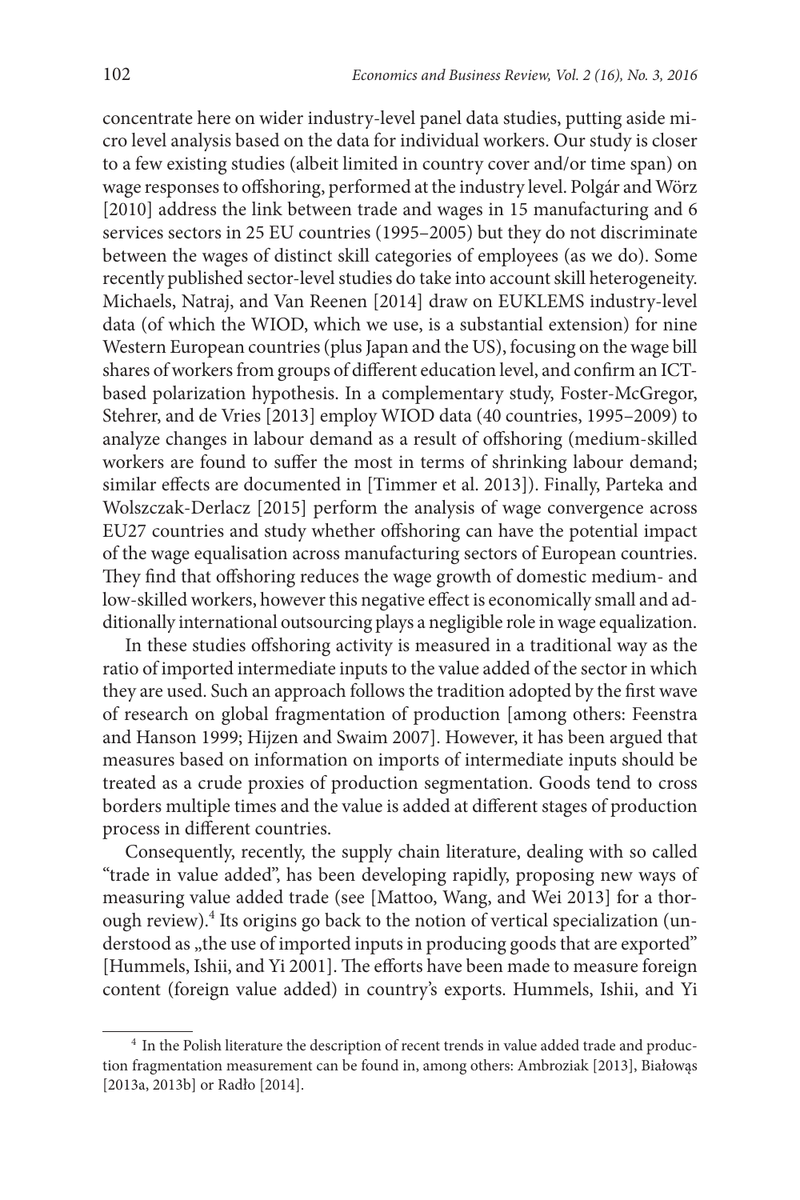concentrate here on wider industry-level panel data studies, putting aside micro level analysis based on the data for individual workers. Our study is closer to a few existing studies (albeit limited in country cover and/or time span) on wage responses to offshoring, performed at the industry level. Polgár and Wörz [2010] address the link between trade and wages in 15 manufacturing and 6 services sectors in 25 EU countries (1995–2005) but they do not discriminate between the wages of distinct skill categories of employees (as we do). Some recently published sector-level studies do take into account skill heterogeneity. Michaels, Natraj, and Van Reenen [2014] draw on EUKLEMS industry-level data (of which the WIOD, which we use, is a substantial extension) for nine Western European countries (plus Japan and the US), focusing on the wage bill shares of workers from groups of different education level, and confirm an ICT-based polarization hypothesis. In a complementary study, Foster-McGregor, Stehrer, and de Vries [2013] employ WIOD data (40 countries, 1995–2009) to analyze changes in labour demand as a result of offshoring (medium-skilled workers are found to suffer the most in terms of shrinking labour demand; similar effects are documented in [Timmer et al. 2013]). Finally, Parteka and Wolszczak-Derlacz [2015] perform the analysis of wage convergence across EU27 countries and study whether offshoring can have the potential impact of the wage equalisation across manufacturing sectors of European countries. They find that offshoring reduces the wage growth of domestic medium- and low-skilled workers, however this negative effect is economically small and additionally international outsourcing plays a negligible role in wage equalization.

In these studies offshoring activity is measured in a traditional way as the ratio of imported intermediate inputs to the value added of the sector in which they are used. Such an approach follows the tradition adopted by the first wave of research on global fragmentation of production [among others: Feenstra and Hanson 1999; Hijzen and Swaim 2007]. However, it has been argued that measures based on information on imports of intermediate inputs should be treated as a crude proxies of production segmentation. Goods tend to cross borders multiple times and the value is added at different stages of production process in different countries.

Consequently, recently, the supply chain literature, dealing with so called "trade in value added", has been developing rapidly, proposing new ways of measuring value added trade (see [Mattoo, Wang, and Wei 2013] for a thorough review).[4] Its origins go back to the notion of vertical specialization (understood as „the use of imported inputs in producing goods that are exported" [Hummels, Ishii, and Yi 2001]. The efforts have been made to measure foreign content (foreign value added) in country's exports. Hummels, Ishii, and Yi

[4] In the Polish literature the description of recent trends in value added trade and production fragmentation measurement can be found in, among others: Ambroziak [2013], Białowąs [2013a, 2013b] or Radło [2014].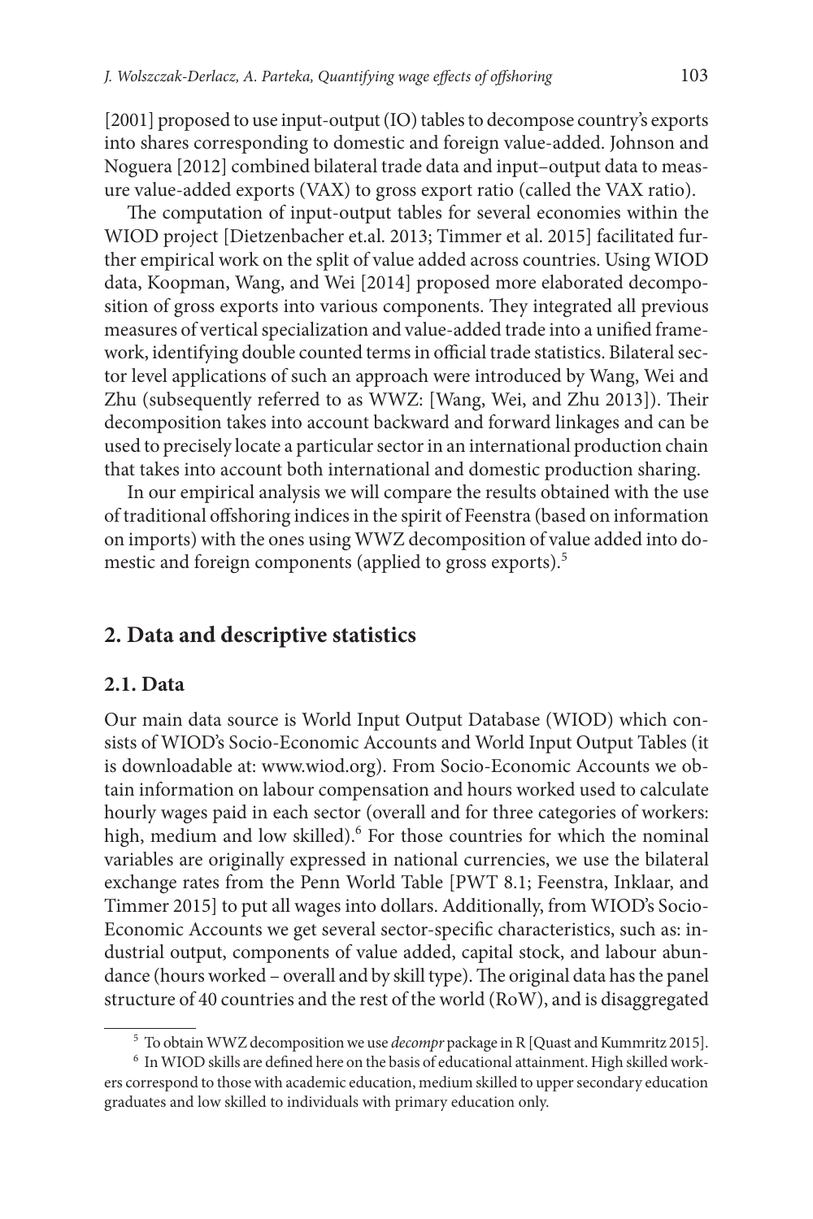[2001] proposed to use input-output (IO) tables to decompose country's exports into shares corresponding to domestic and foreign value-added. Johnson and Noguera [2012] combined bilateral trade data and input–output data to measure value-added exports (VAX) to gross export ratio (called the VAX ratio).

The computation of input-output tables for several economies within the WIOD project [Dietzenbacher et.al. 2013; Timmer et al. 2015] facilitated further empirical work on the split of value added across countries. Using WIOD data, Koopman, Wang, and Wei [2014] proposed more elaborated decomposition of gross exports into various components. They integrated all previous measures of vertical specialization and value-added trade into a unified framework, identifying double counted terms in official trade statistics. Bilateral sector level applications of such an approach were introduced by Wang, Wei and Zhu (subsequently referred to as WWZ: [Wang, Wei, and Zhu 2013]). Their decomposition takes into account backward and forward linkages and can be used to precisely locate a particular sector in an international production chain that takes into account both international and domestic production sharing.

In our empirical analysis we will compare the results obtained with the use of traditional offshoring indices in the spirit of Feenstra (based on information on imports) with the ones using WWZ decomposition of value added into domestic and foreign components (applied to gross exports).[5]

## 2. Data and descriptive statistics

### 2.1. Data

Our main data source is World Input Output Database (WIOD) which consists of WIOD's Socio-Economic Accounts and World Input Output Tables (it is downloadable at: www.wiod.org). From Socio-Economic Accounts we obtain information on labour compensation and hours worked used to calculate hourly wages paid in each sector (overall and for three categories of workers: high, medium and low skilled).[6] For those countries for which the nominal variables are originally expressed in national currencies, we use the bilateral exchange rates from the Penn World Table [PWT 8.1; Feenstra, Inklaar, and Timmer 2015] to put all wages into dollars. Additionally, from WIOD's Socio-Economic Accounts we get several sector-specific characteristics, such as: industrial output, components of value added, capital stock, and labour abundance (hours worked – overall and by skill type). The original data has the panel structure of 40 countries and the rest of the world (RoW), and is disaggregated

[5] To obtain WWZ decomposition we use *decompr* package in R [Quast and Kummritz 2015].

[6] In WIOD skills are defined here on the basis of educational attainment. High skilled workers correspond to those with academic education, medium skilled to upper secondary education graduates and low skilled to individuals with primary education only.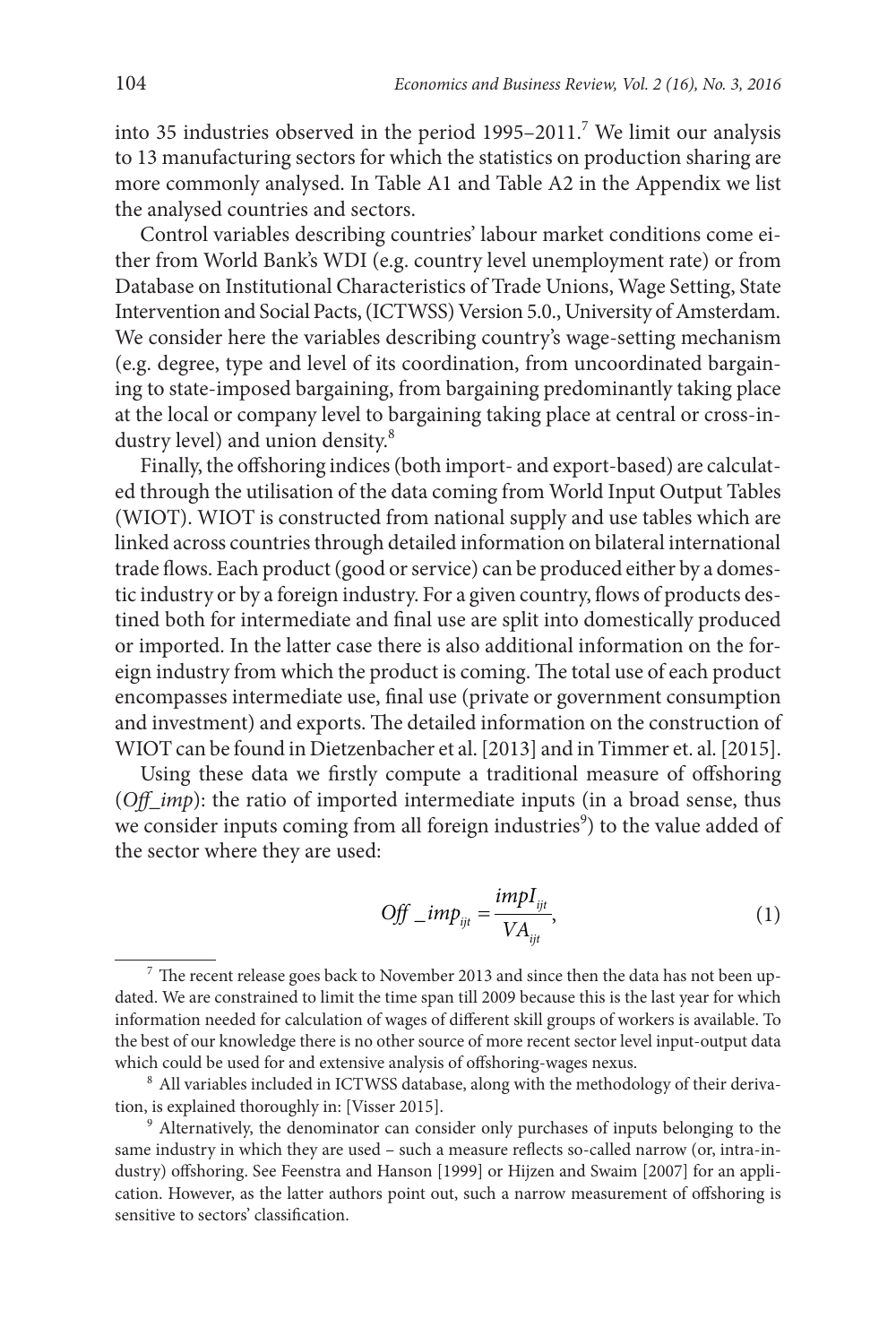into 35 industries observed in the period 1995–2011.[7] We limit our analysis to 13 manufacturing sectors for which the statistics on production sharing are more commonly analysed. In Table A1 and Table A2 in the Appendix we list the analysed countries and sectors.

Control variables describing countries' labour market conditions come either from World Bank's WDI (e.g. country level unemployment rate) or from Database on Institutional Characteristics of Trade Unions, Wage Setting, State Intervention and Social Pacts, (ICTWSS) Version 5.0., University of Amsterdam. We consider here the variables describing country's wage-setting mechanism (e.g. degree, type and level of its coordination, from uncoordinated bargaining to state-imposed bargaining, from bargaining predominantly taking place at the local or company level to bargaining taking place at central or cross-industry level) and union density.[8]

Finally, the offshoring indices (both import- and export-based) are calculated through the utilisation of the data coming from World Input Output Tables (WIOT). WIOT is constructed from national supply and use tables which are linked across countries through detailed information on bilateral international trade flows. Each product (good or service) can be produced either by a domestic industry or by a foreign industry. For a given country, flows of products destined both for intermediate and final use are split into domestically produced or imported. In the latter case there is also additional information on the foreign industry from which the product is coming. The total use of each product encompasses intermediate use, final use (private or government consumption and investment) and exports. The detailed information on the construction of WIOT can be found in Dietzenbacher et al. [2013] and in Timmer et. al. [2015].

Using these data we firstly compute a traditional measure of offshoring (*Off_imp*): the ratio of imported intermediate inputs (in a broad sense, thus we consider inputs coming from all foreign industries[9]) to the value added of the sector where they are used:

$$Off\_imp_{ijt} = \frac{impI_{ijt}}{VA_{ijt}}, \tag{1}$$

---

[7] The recent release goes back to November 2013 and since then the data has not been updated. We are constrained to limit the time span till 2009 because this is the last year for which information needed for calculation of wages of different skill groups of workers is available. To the best of our knowledge there is no other source of more recent sector level input-output data which could be used for and extensive analysis of offshoring-wages nexus.

[8] All variables included in ICTWSS database, along with the methodology of their derivation, is explained thoroughly in: [Visser 2015].

[9] Alternatively, the denominator can consider only purchases of inputs belonging to the same industry in which they are used – such a measure reflects so-called narrow (or, intra-industry) offshoring. See Feenstra and Hanson [1999] or Hijzen and Swaim [2007] for an application. However, as the latter authors point out, such a narrow measurement of offshoring is sensitive to sectors' classification.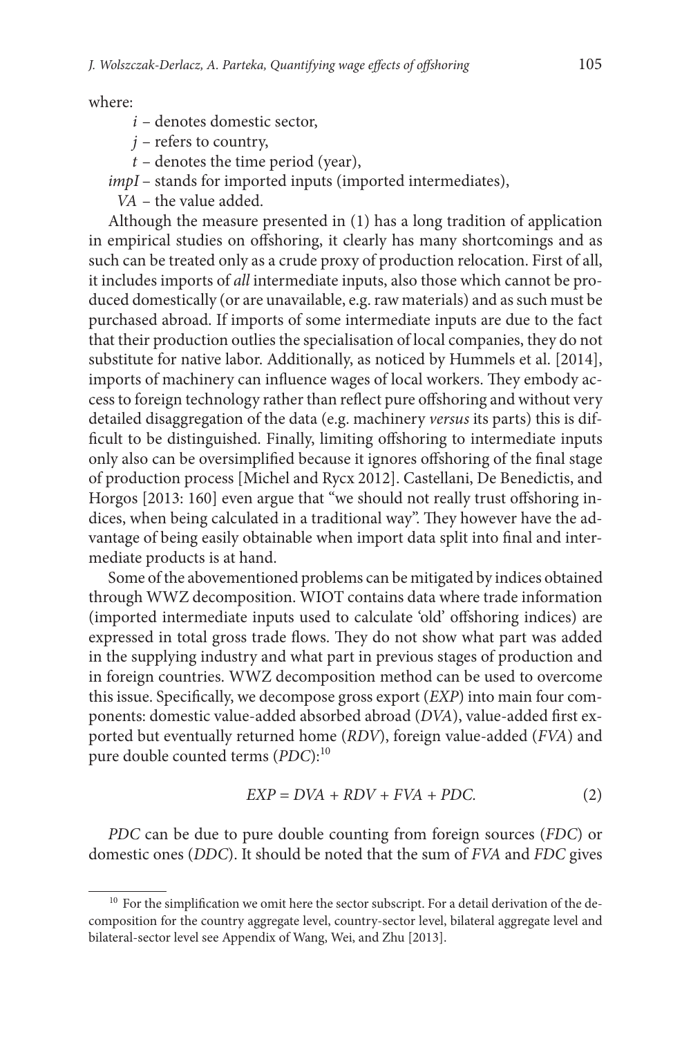where:

$i$ – denotes domestic sector,

$j$ – refers to country,

$t$ – denotes the time period (year),

$impI$ – stands for imported inputs (imported intermediates),

$VA$ – the value added.

Although the measure presented in (1) has a long tradition of application in empirical studies on offshoring, it clearly has many shortcomings and as such can be treated only as a crude proxy of production relocation. First of all, it includes imports of *all* intermediate inputs, also those which cannot be produced domestically (or are unavailable, e.g. raw materials) and as such must be purchased abroad. If imports of some intermediate inputs are due to the fact that their production outlies the specialisation of local companies, they do not substitute for native labor. Additionally, as noticed by Hummels et al. [2014], imports of machinery can influence wages of local workers. They embody access to foreign technology rather than reflect pure offshoring and without very detailed disaggregation of the data (e.g. machinery *versus* its parts) this is difficult to be distinguished. Finally, limiting offshoring to intermediate inputs only also can be oversimplified because it ignores offshoring of the final stage of production process [Michel and Rycx 2012]. Castellani, De Benedictis, and Horgos [2013: 160] even argue that "we should not really trust offshoring indices, when being calculated in a traditional way". They however have the advantage of being easily obtainable when import data split into final and intermediate products is at hand.

Some of the abovementioned problems can be mitigated by indices obtained through WWZ decomposition. WIOT contains data where trade information (imported intermediate inputs used to calculate 'old' offshoring indices) are expressed in total gross trade flows. They do not show what part was added in the supplying industry and what part in previous stages of production and in foreign countries. WWZ decomposition method can be used to overcome this issue. Specifically, we decompose gross export ($EXP$) into main four components: domestic value-added absorbed abroad ($DVA$), value-added first exported but eventually returned home ($RDV$), foreign value-added ($FVA$) and pure double counted terms ($PDC$):[10]

$$EXP = DVA + RDV + FVA + PDC. \tag{2}$$

$PDC$ can be due to pure double counting from foreign sources ($FDC$) or domestic ones ($DDC$). It should be noted that the sum of $FVA$ and $FDC$ gives

[10] For the simplification we omit here the sector subscript. For a detail derivation of the decomposition for the country aggregate level, country-sector level, bilateral aggregate level and bilateral-sector level see Appendix of Wang, Wei, and Zhu [2013].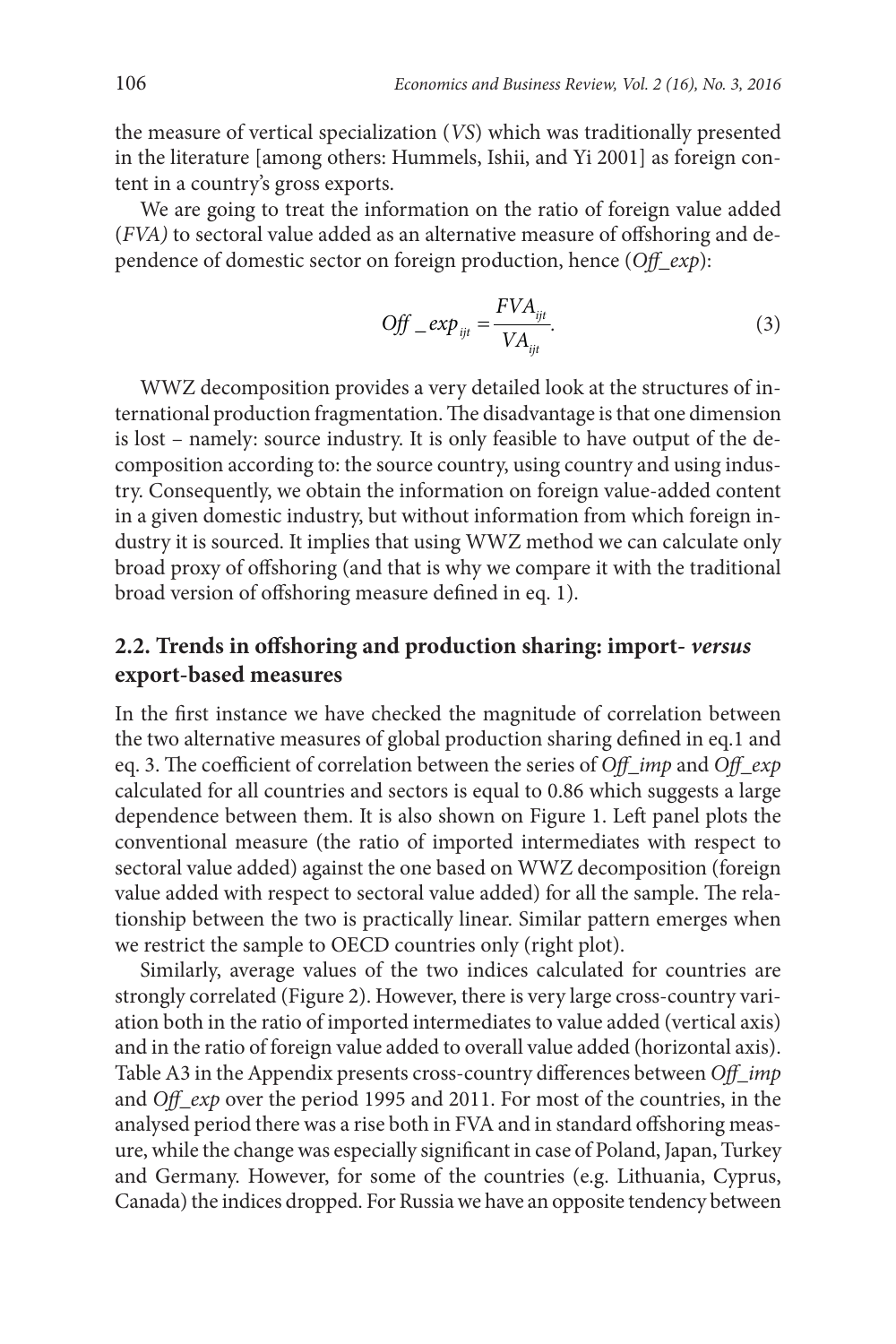the measure of vertical specialization (*VS*) which was traditionally presented in the literature [among others: Hummels, Ishii, and Yi 2001] as foreign content in a country's gross exports.

We are going to treat the information on the ratio of foreign value added (*FVA)* to sectoral value added as an alternative measure of offshoring and dependence of domestic sector on foreign production, hence (*Off_exp*):

$$Off\_exp_{ijt} = \frac{FVA_{ijt}}{VA_{ijt}}. \tag{3}$$

WWZ decomposition provides a very detailed look at the structures of international production fragmentation. The disadvantage is that one dimension is lost – namely: source industry. It is only feasible to have output of the decomposition according to: the source country, using country and using industry. Consequently, we obtain the information on foreign value-added content in a given domestic industry, but without information from which foreign industry it is sourced. It implies that using WWZ method we can calculate only broad proxy of offshoring (and that is why we compare it with the traditional broad version of offshoring measure defined in eq. 1).

## 2.2. Trends in offshoring and production sharing: import- *versus* export-based measures

In the first instance we have checked the magnitude of correlation between the two alternative measures of global production sharing defined in eq.1 and eq. 3. The coefficient of correlation between the series of *Off_imp* and *Off_exp* calculated for all countries and sectors is equal to 0.86 which suggests a large dependence between them. It is also shown on Figure 1. Left panel plots the conventional measure (the ratio of imported intermediates with respect to sectoral value added) against the one based on WWZ decomposition (foreign value added with respect to sectoral value added) for all the sample. The relationship between the two is practically linear. Similar pattern emerges when we restrict the sample to OECD countries only (right plot).

Similarly, average values of the two indices calculated for countries are strongly correlated (Figure 2). However, there is very large cross-country variation both in the ratio of imported intermediates to value added (vertical axis) and in the ratio of foreign value added to overall value added (horizontal axis). Table A3 in the Appendix presents cross-country differences between *Off_imp* and *Off_exp* over the period 1995 and 2011. For most of the countries, in the analysed period there was a rise both in FVA and in standard offshoring measure, while the change was especially significant in case of Poland, Japan, Turkey and Germany. However, for some of the countries (e.g. Lithuania, Cyprus, Canada) the indices dropped. For Russia we have an opposite tendency between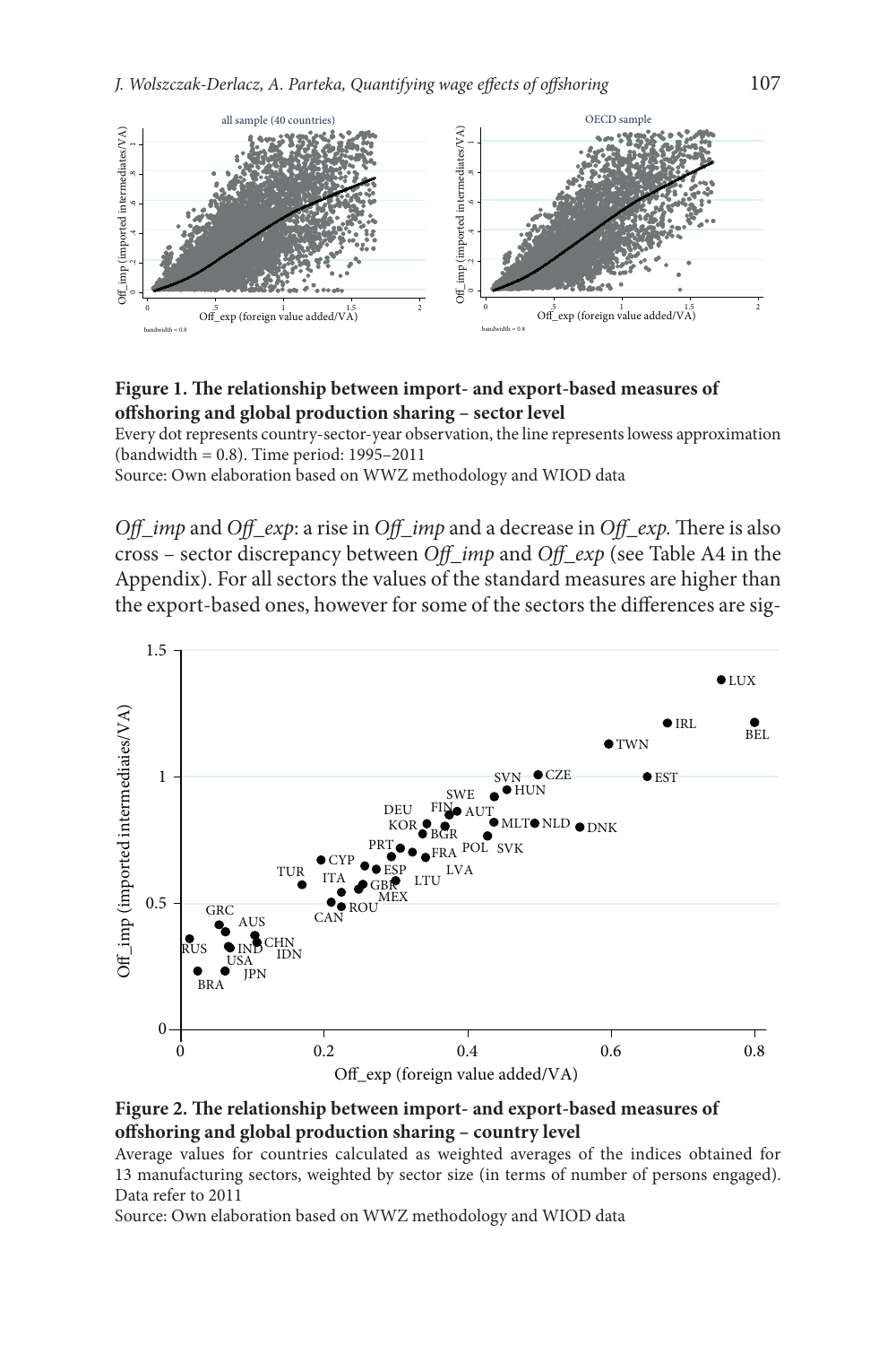**Figure 1. The relationship between import- and export-based measures of offshoring and global production sharing – sector level**

Every dot represents country-sector-year observation, the line represents lowess approximation (bandwidth = 0.8). Time period: 1995–2011

Source: Own elaboration based on WWZ methodology and WIOD data

*Off_imp* and *Off_exp*: a rise in *Off_imp* and a decrease in *Off_exp*. There is also cross – sector discrepancy between *Off_imp* and *Off_exp* (see Table A4 in the Appendix). For all sectors the values of the standard measures are higher than the export-based ones, however for some of the sectors the differences are sig-

**Figure 2. The relationship between import- and export-based measures of offshoring and global production sharing – country level**

Average values for countries calculated as weighted averages of the indices obtained for 13 manufacturing sectors, weighted by sector size (in terms of number of persons engaged). Data refer to 2011

Source: Own elaboration based on WWZ methodology and WIOD data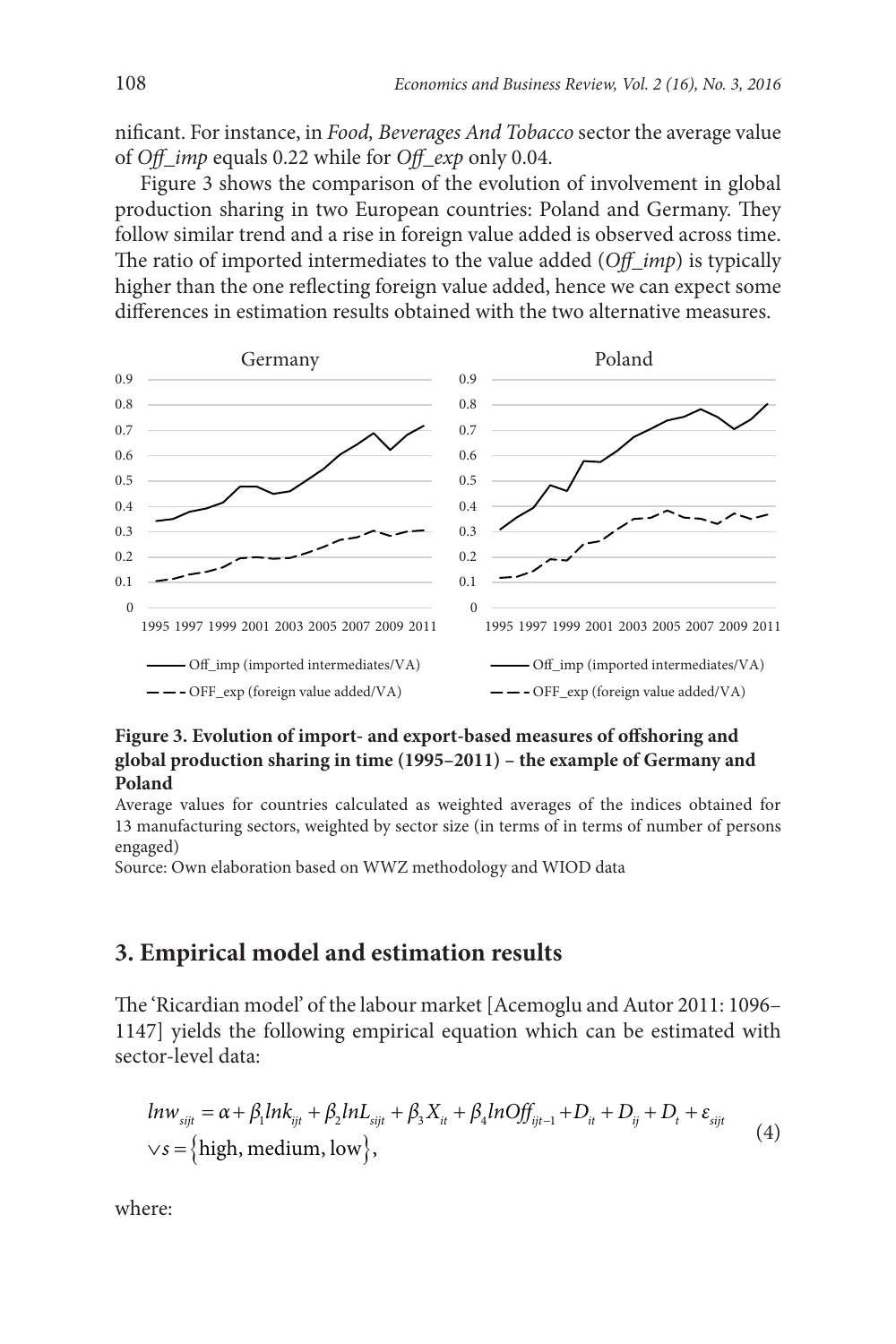nificant. For instance, in *Food, Beverages And Tobacco* sector the average value of *Off_imp* equals 0.22 while for *Off_exp* only 0.04.

Figure 3 shows the comparison of the evolution of involvement in global production sharing in two European countries: Poland and Germany. They follow similar trend and a rise in foreign value added is observed across time. The ratio of imported intermediates to the value added (*Off_imp*) is typically higher than the one reflecting foreign value added, hence we can expect some differences in estimation results obtained with the two alternative measures.

**Figure 3. Evolution of import- and export-based measures of offshoring and global production sharing in time (1995–2011) – the example of Germany and Poland**

Average values for countries calculated as weighted averages of the indices obtained for 13 manufacturing sectors, weighted by sector size (in terms of in terms of number of persons engaged)

Source: Own elaboration based on WWZ methodology and WIOD data

## 3. Empirical model and estimation results

The 'Ricardian model' of the labour market [Acemoglu and Autor 2011: 1096–1147] yields the following empirical equation which can be estimated with sector-level data:

$$
\begin{aligned}
&lnw_{sijt} = \alpha + \beta_1 lnk_{ijt} + \beta_2 lnL_{sijt} + \beta_3 X_{it} + \beta_4 lnOff_{ijt-1} + D_{it} + D_{ij} + D_t + \varepsilon_{sijt} \\
&\vee s = \{\text{high, medium, low}\},
\end{aligned}
\tag{4}
$$

where: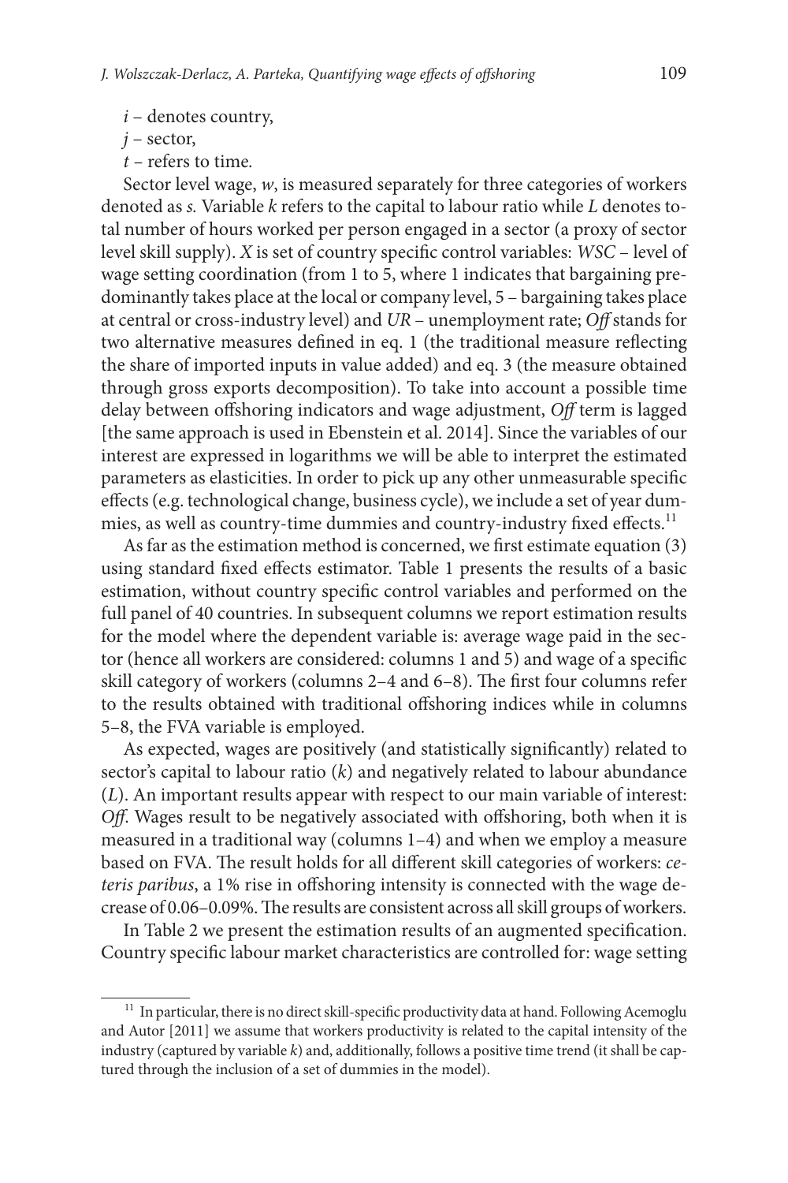$i$ – denotes country,

$j$ – sector,

$t$ – refers to time.

Sector level wage, $w$, is measured separately for three categories of workers denoted as $s$. Variable $k$ refers to the capital to labour ratio while $L$ denotes total number of hours worked per person engaged in a sector (a proxy of sector level skill supply). $X$ is set of country specific control variables: *WSC* – level of wage setting coordination (from 1 to 5, where 1 indicates that bargaining predominantly takes place at the local or company level, 5 – bargaining takes place at central or cross-industry level) and *UR* – unemployment rate; *Off* stands for two alternative measures defined in eq. 1 (the traditional measure reflecting the share of imported inputs in value added) and eq. 3 (the measure obtained through gross exports decomposition). To take into account a possible time delay between offshoring indicators and wage adjustment, *Off* term is lagged [the same approach is used in Ebenstein et al. 2014]. Since the variables of our interest are expressed in logarithms we will be able to interpret the estimated parameters as elasticities. In order to pick up any other unmeasurable specific effects (e.g. technological change, business cycle), we include a set of year dummies, as well as country-time dummies and country-industry fixed effects.[11]

As far as the estimation method is concerned, we first estimate equation (3) using standard fixed effects estimator. Table 1 presents the results of a basic estimation, without country specific control variables and performed on the full panel of 40 countries. In subsequent columns we report estimation results for the model where the dependent variable is: average wage paid in the sector (hence all workers are considered: columns 1 and 5) and wage of a specific skill category of workers (columns 2–4 and 6–8). The first four columns refer to the results obtained with traditional offshoring indices while in columns 5–8, the FVA variable is employed.

As expected, wages are positively (and statistically significantly) related to sector's capital to labour ratio ($k$) and negatively related to labour abundance ($L$). An important results appear with respect to our main variable of interest: *Off*. Wages result to be negatively associated with offshoring, both when it is measured in a traditional way (columns 1–4) and when we employ a measure based on FVA. The result holds for all different skill categories of workers: *ceteris paribus*, a 1% rise in offshoring intensity is connected with the wage decrease of 0.06–0.09%. The results are consistent across all skill groups of workers.

In Table 2 we present the estimation results of an augmented specification. Country specific labour market characteristics are controlled for: wage setting

[11] In particular, there is no direct skill-specific productivity data at hand. Following Acemoglu and Autor [2011] we assume that workers productivity is related to the capital intensity of the industry (captured by variable $k$) and, additionally, follows a positive time trend (it shall be captured through the inclusion of a set of dummies in the model).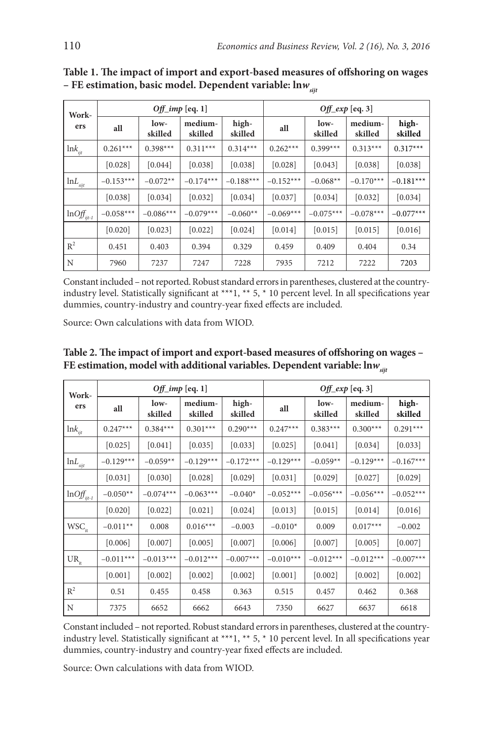**Table 1. The impact of import and export-based measures of offshoring on wages – FE estimation, basic model. Dependent variable: ln$w_{sijt}$**

| Workers | *Off_imp* [eq. 1] | | | | *Off_exp* [eq. 3] | | | |
|---|---|---|---|---|---|---|---|---|
| | all | low-skilled | medium-skilled | high-skilled | all | low-skilled | medium-skilled | high-skilled |
| $\ln k_{ijt}$ | 0.261*** | 0.398*** | 0.311*** | 0.314*** | 0.262*** | 0.399*** | 0.313*** | 0.317*** |
| | [0.028] | [0.044] | [0.038] | [0.038] | [0.028] | [0.043] | [0.038] | [0.038] |
| $\ln L_{sijt}$ | −0.153*** | −0.072** | −0.174*** | −0.188*** | −0.152*** | −0.068** | −0.170*** | −0.181*** |
| | [0.038] | [0.034] | [0.032] | [0.034] | [0.037] | [0.034] | [0.032] | [0.034] |
| $\ln Off_{ijt-1}$ | −0.058*** | −0.086*** | −0.079*** | −0.060** | −0.069*** | −0.075*** | −0.078*** | −0.077*** |
| | [0.020] | [0.023] | [0.022] | [0.024] | [0.014] | [0.015] | [0.015] | [0.016] |
| $R^2$ | 0.451 | 0.403 | 0.394 | 0.329 | 0.459 | 0.409 | 0.404 | 0.34 |
| N | 7960 | 7237 | 7247 | 7228 | 7935 | 7212 | 7222 | 7203 |

Constant included – not reported. Robust standard errors in parentheses, clustered at the country-industry level. Statistically significant at ***1, ** 5, * 10 percent level. In all specifications year dummies, country-industry and country-year fixed effects are included.

Source: Own calculations with data from WIOD.

**Table 2. The impact of import and export-based measures of offshoring on wages – FE estimation, model with additional variables. Dependent variable: ln$w_{sijt}$**

| Workers | *Off_imp* [eq. 1] | | | | *Off_exp* [eq. 3] | | | |
|---|---|---|---|---|---|---|---|---|
| | all | low-skilled | medium-skilled | high-skilled | all | low-skilled | medium-skilled | high-skilled |
| $\ln k_{ijt}$ | 0.247*** | 0.384*** | 0.301*** | 0.290*** | 0.247*** | 0.383*** | 0.300*** | 0.291*** |
| | [0.025] | [0.041] | [0.035] | [0.033] | [0.025] | [0.041] | [0.034] | [0.033] |
| $\ln L_{sijt}$ | −0.129*** | −0.059** | −0.129*** | −0.172*** | −0.129*** | −0.059** | −0.129*** | −0.167*** |
| | [0.031] | [0.030] | [0.028] | [0.029] | [0.031] | [0.029] | [0.027] | [0.029] |
| $\ln Off_{ijt-1}$ | −0.050** | −0.074*** | −0.063*** | −0.040* | −0.052*** | −0.056*** | −0.056*** | −0.052*** |
| | [0.020] | [0.022] | [0.021] | [0.024] | [0.013] | [0.015] | [0.014] | [0.016] |
| $WSC_{it}$ | −0.011** | 0.008 | 0.016*** | −0.003 | −0.010* | 0.009 | 0.017*** | −0.002 |
| | [0.006] | [0.007] | [0.005] | [0.007] | [0.006] | [0.007] | [0.005] | [0.007] |
| $UR_{it}$ | −0.011*** | −0.013*** | −0.012*** | −0.007*** | −0.010*** | −0.012*** | −0.012*** | −0.007*** |
| | [0.001] | [0.002] | [0.002] | [0.002] | [0.001] | [0.002] | [0.002] | [0.002] |
| $R^2$ | 0.51 | 0.455 | 0.458 | 0.363 | 0.515 | 0.457 | 0.462 | 0.368 |
| N | 7375 | 6652 | 6662 | 6643 | 7350 | 6627 | 6637 | 6618 |

Constant included – not reported. Robust standard errors in parentheses, clustered at the country-industry level. Statistically significant at ***1, ** 5, * 10 percent level. In all specifications year dummies, country-industry and country-year fixed effects are included.

Source: Own calculations with data from WIOD.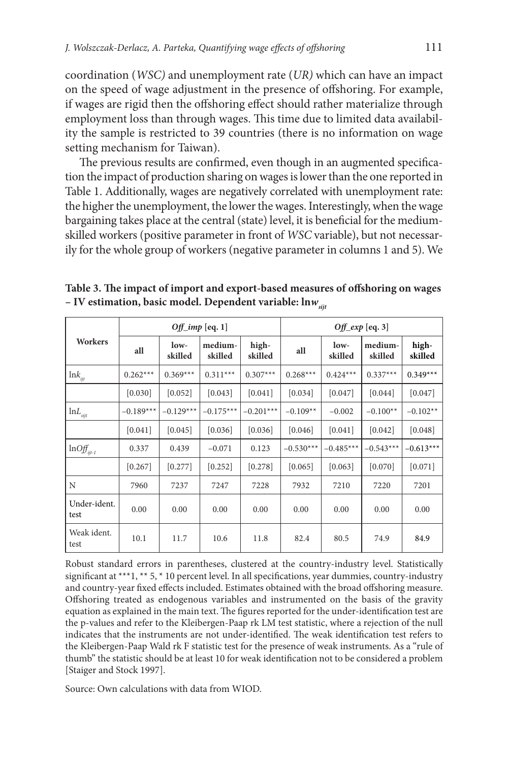coordination (*WSC)* and unemployment rate (*UR)* which can have an impact on the speed of wage adjustment in the presence of offshoring. For example, if wages are rigid then the offshoring effect should rather materialize through employment loss than through wages. This time due to limited data availability the sample is restricted to 39 countries (there is no information on wage setting mechanism for Taiwan).

The previous results are confirmed, even though in an augmented specification the impact of production sharing on wages is lower than the one reported in Table 1. Additionally, wages are negatively correlated with unemployment rate: the higher the unemployment, the lower the wages. Interestingly, when the wage bargaining takes place at the central (state) level, it is beneficial for the medium-skilled workers (positive parameter in front of *WSC* variable), but not necessarily for the whole group of workers (negative parameter in columns 1 and 5). We

**Table 3. The impact of import and export-based measures of offshoring on wages – IV estimation, basic model. Dependent variable: ln$w_{sijt}$**

| Workers | *Off_imp* [eq. 1] | | | | *Off_exp* [eq. 3] | | | |
|---|---|---|---|---|---|---|---|---|
| | all | low-skilled | medium-skilled | high-skilled | all | low-skilled | medium-skilled | high-skilled |
| ln$k_{ijt}$ | 0.262*** | 0.369*** | 0.311*** | 0.307*** | 0.268*** | 0.424*** | 0.337*** | 0.349*** |
| | [0.030] | [0.052] | [0.043] | [0.041] | [0.034] | [0.047] | [0.044] | [0.047] |
| ln$L_{sijt}$ | −0.189*** | −0.129*** | −0.175*** | −0.201*** | −0.109** | −0.002 | −0.100** | −0.102** |
| | [0.041] | [0.045] | [0.036] | [0.036] | [0.046] | [0.041] | [0.042] | [0.048] |
| ln$Off_{ijt-1}$ | 0.337 | 0.439 | −0.071 | 0.123 | −0.530*** | −0.485*** | −0.543*** | −0.613*** |
| | [0.267] | [0.277] | [0.252] | [0.278] | [0.065] | [0.063] | [0.070] | [0.071] |
| N | 7960 | 7237 | 7247 | 7228 | 7932 | 7210 | 7220 | 7201 |
| Under-ident. test | 0.00 | 0.00 | 0.00 | 0.00 | 0.00 | 0.00 | 0.00 | 0.00 |
| Weak ident. test | 10.1 | 11.7 | 10.6 | 11.8 | 82.4 | 80.5 | 74.9 | 84.9 |

Robust standard errors in parentheses, clustered at the country-industry level. Statistically significant at ***1, ** 5, * 10 percent level. In all specifications, year dummies, country-industry and country-year fixed effects included. Estimates obtained with the broad offshoring measure. Offshoring treated as endogenous variables and instrumented on the basis of the gravity equation as explained in the main text. The figures reported for the under-identification test are the p-values and refer to the Kleibergen-Paap rk LM test statistic, where a rejection of the null indicates that the instruments are not under-identified. The weak identification test refers to the Kleibergen-Paap Wald rk F statistic test for the presence of weak instruments. As a "rule of thumb" the statistic should be at least 10 for weak identification not to be considered a problem [Staiger and Stock 1997].

Source: Own calculations with data from WIOD.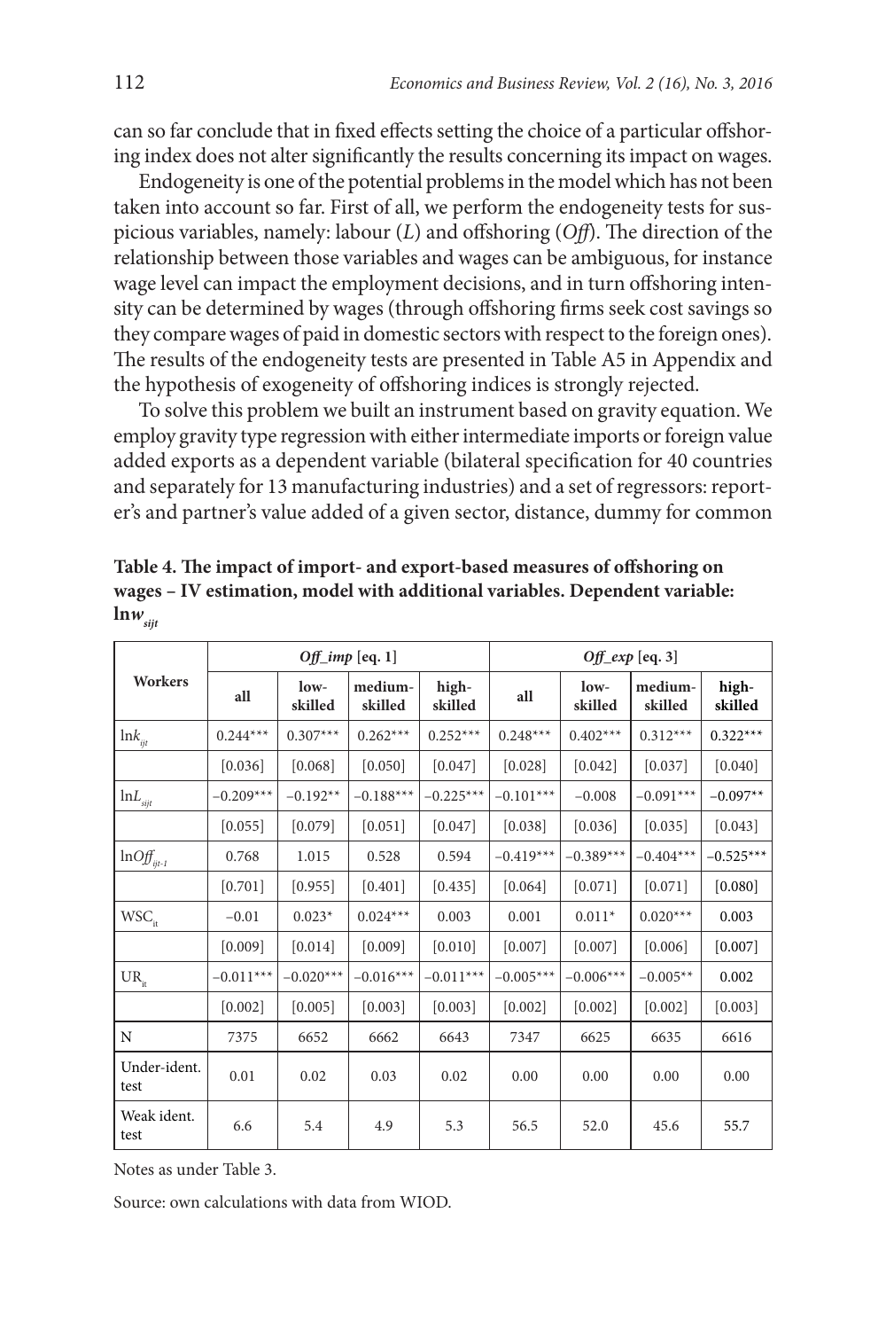can so far conclude that in fixed effects setting the choice of a particular offshoring index does not alter significantly the results concerning its impact on wages.

Endogeneity is one of the potential problems in the model which has not been taken into account so far. First of all, we perform the endogeneity tests for suspicious variables, namely: labour ($L$) and offshoring (*Off*). The direction of the relationship between those variables and wages can be ambiguous, for instance wage level can impact the employment decisions, and in turn offshoring intensity can be determined by wages (through offshoring firms seek cost savings so they compare wages of paid in domestic sectors with respect to the foreign ones). The results of the endogeneity tests are presented in Table A5 in Appendix and the hypothesis of exogeneity of offshoring indices is strongly rejected.

To solve this problem we built an instrument based on gravity equation. We employ gravity type regression with either intermediate imports or foreign value added exports as a dependent variable (bilateral specification for 40 countries and separately for 13 manufacturing industries) and a set of regressors: reporter's and partner's value added of a given sector, distance, dummy for common

**Table 4. The impact of import- and export-based measures of offshoring on wages – IV estimation, model with additional variables. Dependent variable: $\ln w_{sijt}$**

| Workers | *Off_imp* [eq. 1] | | | | *Off_exp* [eq. 3] | | | |
|---|---|---|---|---|---|---|---|---|
| | all | low-skilled | medium-skilled | high-skilled | all | low-skilled | medium-skilled | high-skilled |
| $\ln k_{ijt}$ | 0.244*** | 0.307*** | 0.262*** | 0.252*** | 0.248*** | 0.402*** | 0.312*** | 0.322*** |
| | [0.036] | [0.068] | [0.050] | [0.047] | [0.028] | [0.042] | [0.037] | [0.040] |
| $\ln L_{sijt}$ | −0.209*** | −0.192** | −0.188*** | −0.225*** | −0.101*** | −0.008 | −0.091*** | −0.097** |
| | [0.055] | [0.079] | [0.051] | [0.047] | [0.038] | [0.036] | [0.035] | [0.043] |
| $\ln Off_{ijt-1}$ | 0.768 | 1.015 | 0.528 | 0.594 | −0.419*** | −0.389*** | −0.404*** | −0.525*** |
| | [0.701] | [0.955] | [0.401] | [0.435] | [0.064] | [0.071] | [0.071] | [0.080] |
| $WSC_{it}$ | −0.01 | 0.023* | 0.024*** | 0.003 | 0.001 | 0.011* | 0.020*** | 0.003 |
| | [0.009] | [0.014] | [0.009] | [0.010] | [0.007] | [0.007] | [0.006] | [0.007] |
| $UR_{it}$ | −0.011*** | −0.020*** | −0.016*** | −0.011*** | −0.005*** | −0.006*** | −0.005** | 0.002 |
| | [0.002] | [0.005] | [0.003] | [0.003] | [0.002] | [0.002] | [0.002] | [0.003] |
| N | 7375 | 6652 | 6662 | 6643 | 7347 | 6625 | 6635 | 6616 |
| Under-ident. test | 0.01 | 0.02 | 0.03 | 0.02 | 0.00 | 0.00 | 0.00 | 0.00 |
| Weak ident. test | 6.6 | 5.4 | 4.9 | 5.3 | 56.5 | 52.0 | 45.6 | 55.7 |

Notes as under Table 3.

Source: own calculations with data from WIOD.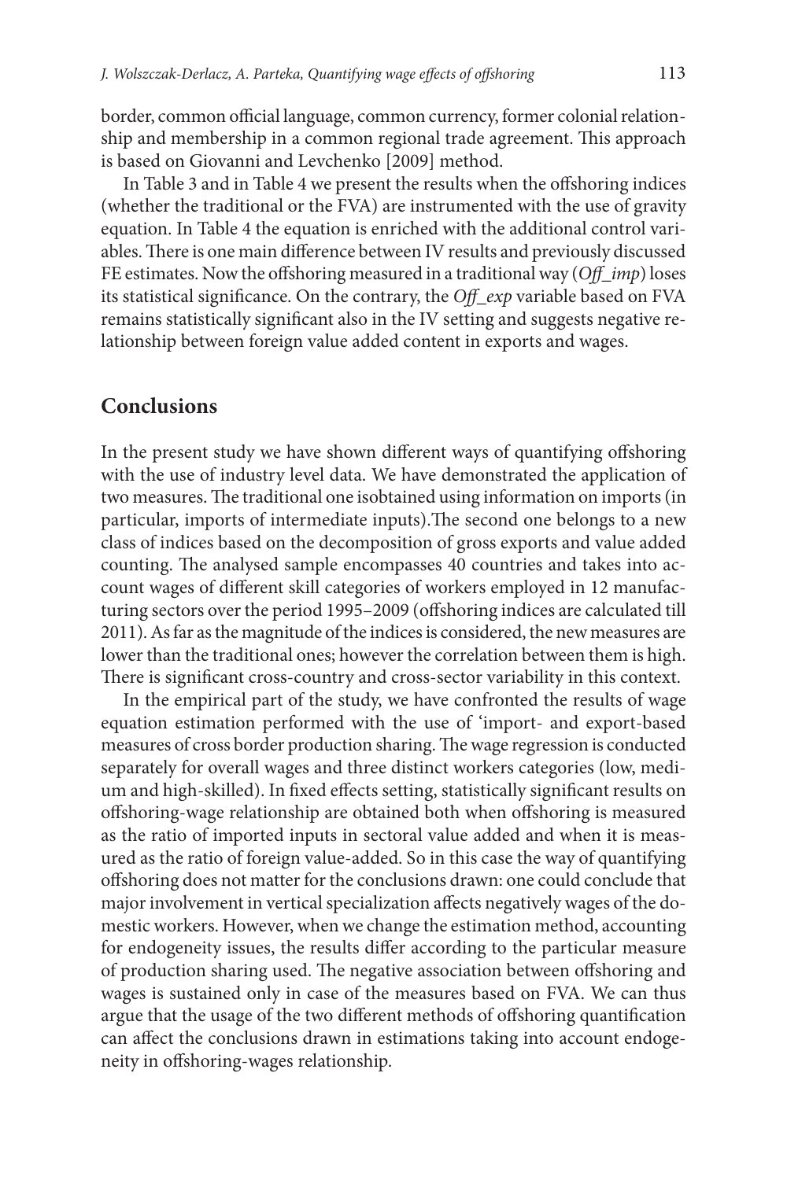border, common official language, common currency, former colonial relationship and membership in a common regional trade agreement. This approach is based on Giovanni and Levchenko [2009] method.

In Table 3 and in Table 4 we present the results when the offshoring indices (whether the traditional or the FVA) are instrumented with the use of gravity equation. In Table 4 the equation is enriched with the additional control variables. There is one main difference between IV results and previously discussed FE estimates. Now the offshoring measured in a traditional way (*Off_imp*) loses its statistical significance. On the contrary, the *Off_exp* variable based on FVA remains statistically significant also in the IV setting and suggests negative relationship between foreign value added content in exports and wages.

## Conclusions

In the present study we have shown different ways of quantifying offshoring with the use of industry level data. We have demonstrated the application of two measures. The traditional one isobtained using information on imports (in particular, imports of intermediate inputs).The second one belongs to a new class of indices based on the decomposition of gross exports and value added counting. The analysed sample encompasses 40 countries and takes into account wages of different skill categories of workers employed in 12 manufacturing sectors over the period 1995–2009 (offshoring indices are calculated till 2011). As far as the magnitude of the indices is considered, the new measures are lower than the traditional ones; however the correlation between them is high. There is significant cross-country and cross-sector variability in this context.

In the empirical part of the study, we have confronted the results of wage equation estimation performed with the use of 'import- and export-based measures of cross border production sharing. The wage regression is conducted separately for overall wages and three distinct workers categories (low, medium and high-skilled). In fixed effects setting, statistically significant results on offshoring-wage relationship are obtained both when offshoring is measured as the ratio of imported inputs in sectoral value added and when it is measured as the ratio of foreign value-added. So in this case the way of quantifying offshoring does not matter for the conclusions drawn: one could conclude that major involvement in vertical specialization affects negatively wages of the domestic workers. However, when we change the estimation method, accounting for endogeneity issues, the results differ according to the particular measure of production sharing used. The negative association between offshoring and wages is sustained only in case of the measures based on FVA. We can thus argue that the usage of the two different methods of offshoring quantification can affect the conclusions drawn in estimations taking into account endogeneity in offshoring-wages relationship.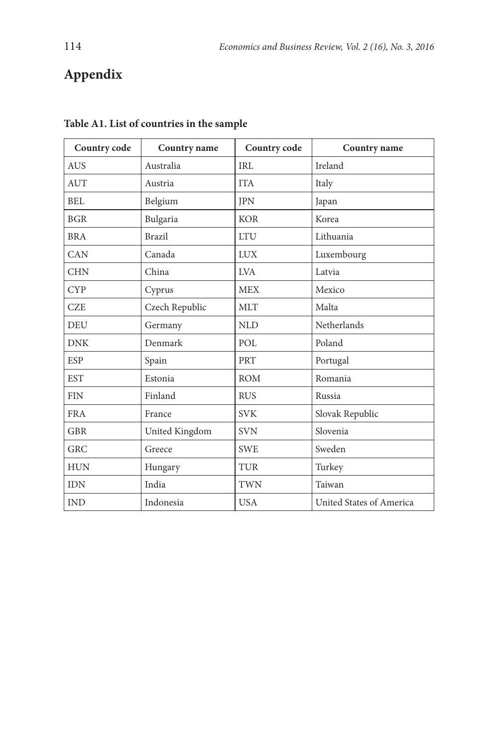# Appendix

**Table A1. List of countries in the sample**

| Country code | Country name | Country code | Country name |
|---|---|---|---|
| AUS | Australia | IRL | Ireland |
| AUT | Austria | ITA | Italy |
| BEL | Belgium | JPN | Japan |
| BGR | Bulgaria | KOR | Korea |
| BRA | Brazil | LTU | Lithuania |
| CAN | Canada | LUX | Luxembourg |
| CHN | China | LVA | Latvia |
| CYP | Cyprus | MEX | Mexico |
| CZE | Czech Republic | MLT | Malta |
| DEU | Germany | NLD | Netherlands |
| DNK | Denmark | POL | Poland |
| ESP | Spain | PRT | Portugal |
| EST | Estonia | ROM | Romania |
| FIN | Finland | RUS | Russia |
| FRA | France | SVK | Slovak Republic |
| GBR | United Kingdom | SVN | Slovenia |
| GRC | Greece | SWE | Sweden |
| HUN | Hungary | TUR | Turkey |
| IDN | India | TWN | Taiwan |
| IND | Indonesia | USA | United States of America |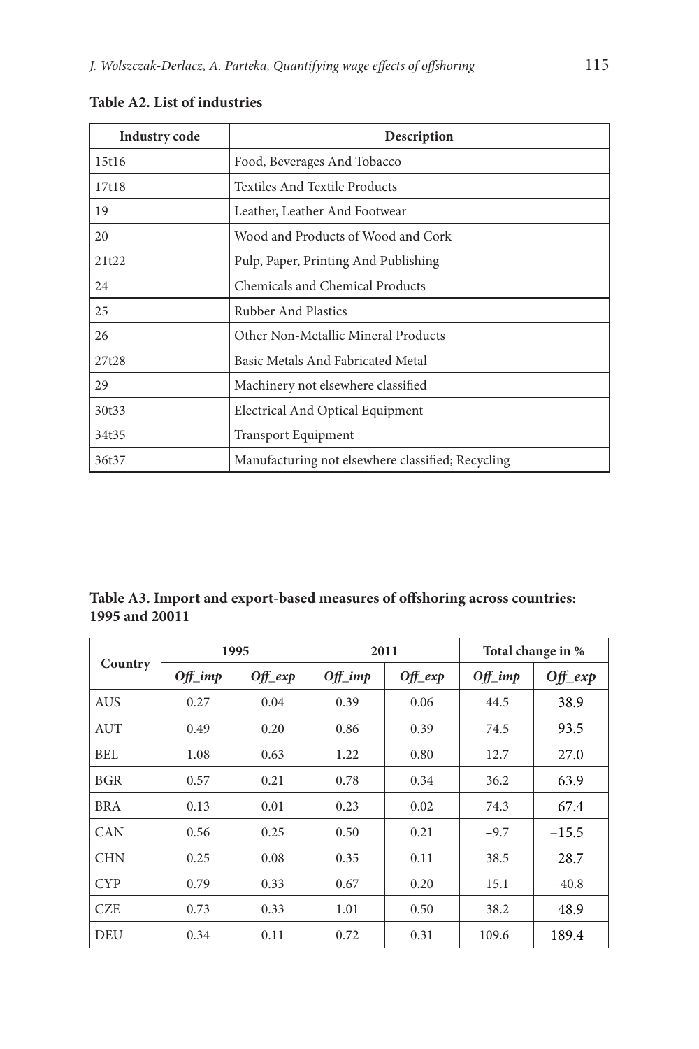**Table A2. List of industries**

| Industry code | Description |
|---|---|
| 15t16 | Food, Beverages And Tobacco |
| 17t18 | Textiles And Textile Products |
| 19 | Leather, Leather And Footwear |
| 20 | Wood and Products of Wood and Cork |
| 21t22 | Pulp, Paper, Printing And Publishing |
| 24 | Chemicals and Chemical Products |
| 25 | Rubber And Plastics |
| 26 | Other Non-Metallic Mineral Products |
| 27t28 | Basic Metals And Fabricated Metal |
| 29 | Machinery not elsewhere classified |
| 30t33 | Electrical And Optical Equipment |
| 34t35 | Transport Equipment |
| 36t37 | Manufacturing not elsewhere classified; Recycling |

**Table A3. Import and export-based measures of offshoring across countries: 1995 and 20011**

| Country | 1995 | | 2011 | | Total change in % | |
|---|---|---|---|---|---|---|
| | *Off_imp* | *Off_exp* | *Off_imp* | *Off_exp* | *Off_imp* | *Off_exp* |
| AUS | 0.27 | 0.04 | 0.39 | 0.06 | 44.5 | 38.9 |
| AUT | 0.49 | 0.20 | 0.86 | 0.39 | 74.5 | 93.5 |
| BEL | 1.08 | 0.63 | 1.22 | 0.80 | 12.7 | 27.0 |
| BGR | 0.57 | 0.21 | 0.78 | 0.34 | 36.2 | 63.9 |
| BRA | 0.13 | 0.01 | 0.23 | 0.02 | 74.3 | 67.4 |
| CAN | 0.56 | 0.25 | 0.50 | 0.21 | −9.7 | −15.5 |
| CHN | 0.25 | 0.08 | 0.35 | 0.11 | 38.5 | 28.7 |
| CYP | 0.79 | 0.33 | 0.67 | 0.20 | −15.1 | −40.8 |
| CZE | 0.73 | 0.33 | 1.01 | 0.50 | 38.2 | 48.9 |
| DEU | 0.34 | 0.11 | 0.72 | 0.31 | 109.6 | 189.4 |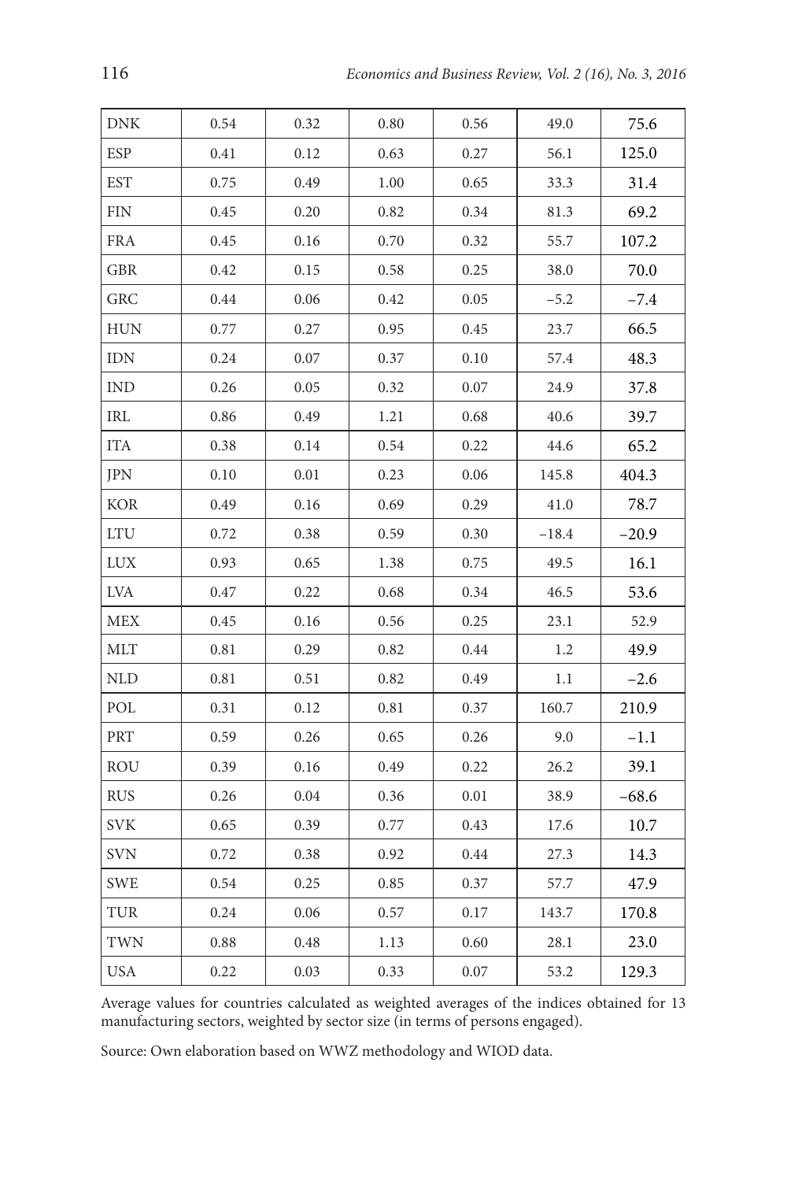| | | | | | | |
|---|---|---|---|---|---|---|
| DNK | 0.54 | 0.32 | 0.80 | 0.56 | 49.0 | 75.6 |
| ESP | 0.41 | 0.12 | 0.63 | 0.27 | 56.1 | 125.0 |
| EST | 0.75 | 0.49 | 1.00 | 0.65 | 33.3 | 31.4 |
| FIN | 0.45 | 0.20 | 0.82 | 0.34 | 81.3 | 69.2 |
| FRA | 0.45 | 0.16 | 0.70 | 0.32 | 55.7 | 107.2 |
| GBR | 0.42 | 0.15 | 0.58 | 0.25 | 38.0 | 70.0 |
| GRC | 0.44 | 0.06 | 0.42 | 0.05 | –5.2 | –7.4 |
| HUN | 0.77 | 0.27 | 0.95 | 0.45 | 23.7 | 66.5 |
| IDN | 0.24 | 0.07 | 0.37 | 0.10 | 57.4 | 48.3 |
| IND | 0.26 | 0.05 | 0.32 | 0.07 | 24.9 | 37.8 |
| IRL | 0.86 | 0.49 | 1.21 | 0.68 | 40.6 | 39.7 |
| ITA | 0.38 | 0.14 | 0.54 | 0.22 | 44.6 | 65.2 |
| JPN | 0.10 | 0.01 | 0.23 | 0.06 | 145.8 | 404.3 |
| KOR | 0.49 | 0.16 | 0.69 | 0.29 | 41.0 | 78.7 |
| LTU | 0.72 | 0.38 | 0.59 | 0.30 | –18.4 | –20.9 |
| LUX | 0.93 | 0.65 | 1.38 | 0.75 | 49.5 | 16.1 |
| LVA | 0.47 | 0.22 | 0.68 | 0.34 | 46.5 | 53.6 |
| MEX | 0.45 | 0.16 | 0.56 | 0.25 | 23.1 | 52.9 |
| MLT | 0.81 | 0.29 | 0.82 | 0.44 | 1.2 | 49.9 |
| NLD | 0.81 | 0.51 | 0.82 | 0.49 | 1.1 | –2.6 |
| POL | 0.31 | 0.12 | 0.81 | 0.37 | 160.7 | 210.9 |
| PRT | 0.59 | 0.26 | 0.65 | 0.26 | 9.0 | –1.1 |
| ROU | 0.39 | 0.16 | 0.49 | 0.22 | 26.2 | 39.1 |
| RUS | 0.26 | 0.04 | 0.36 | 0.01 | 38.9 | –68.6 |
| SVK | 0.65 | 0.39 | 0.77 | 0.43 | 17.6 | 10.7 |
| SVN | 0.72 | 0.38 | 0.92 | 0.44 | 27.3 | 14.3 |
| SWE | 0.54 | 0.25 | 0.85 | 0.37 | 57.7 | 47.9 |
| TUR | 0.24 | 0.06 | 0.57 | 0.17 | 143.7 | 170.8 |
| TWN | 0.88 | 0.48 | 1.13 | 0.60 | 28.1 | 23.0 |
| USA | 0.22 | 0.03 | 0.33 | 0.07 | 53.2 | 129.3 |

Average values for countries calculated as weighted averages of the indices obtained for 13 manufacturing sectors, weighted by sector size (in terms of persons engaged).

Source: Own elaboration based on WWZ methodology and WIOD data.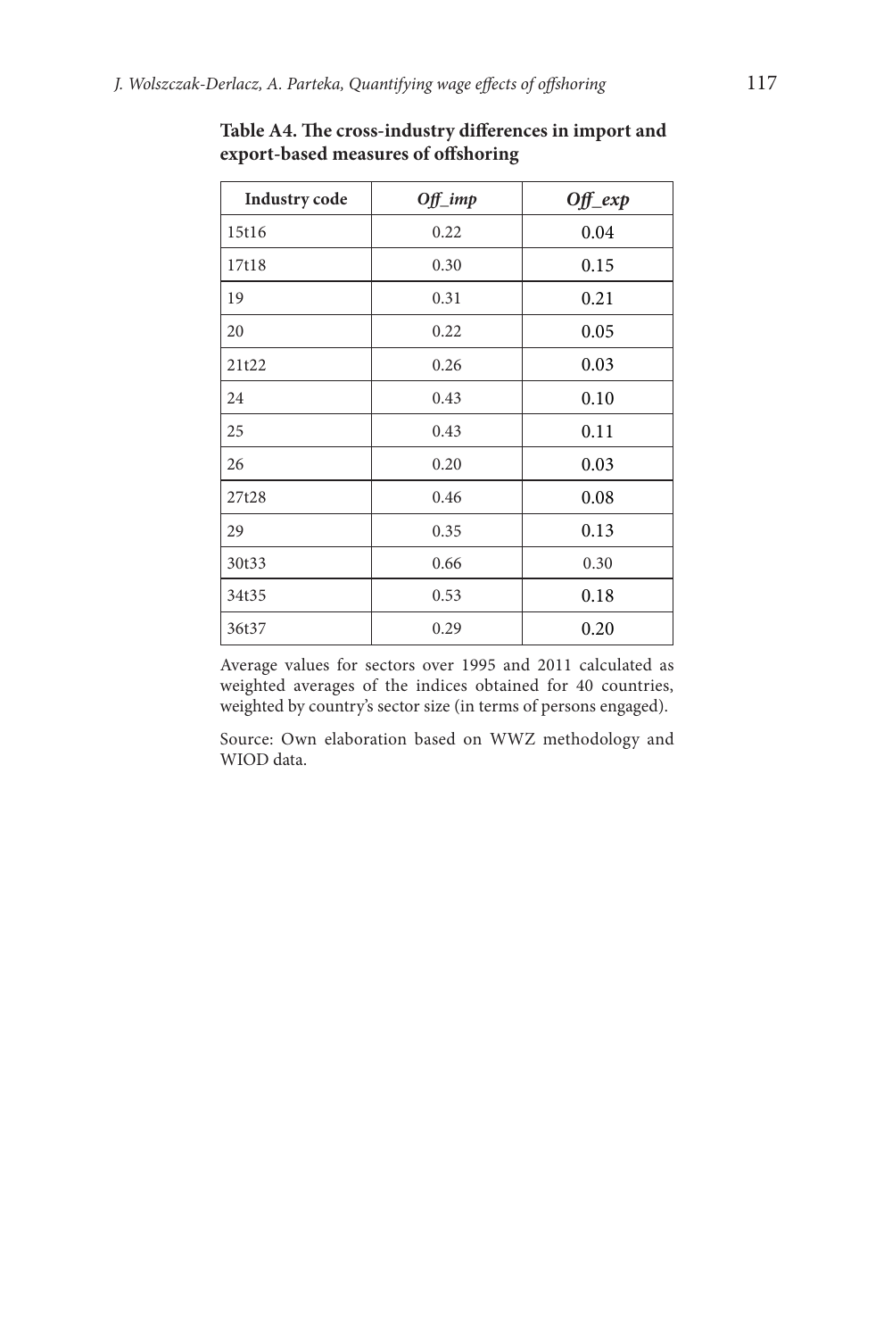**Table A4. The cross-industry differences in import and export-based measures of offshoring**

| Industry code | *Off_imp* | *Off_exp* |
|---|---|---|
| 15t16 | 0.22 | 0.04 |
| 17t18 | 0.30 | 0.15 |
| 19 | 0.31 | 0.21 |
| 20 | 0.22 | 0.05 |
| 21t22 | 0.26 | 0.03 |
| 24 | 0.43 | 0.10 |
| 25 | 0.43 | 0.11 |
| 26 | 0.20 | 0.03 |
| 27t28 | 0.46 | 0.08 |
| 29 | 0.35 | 0.13 |
| 30t33 | 0.66 | 0.30 |
| 34t35 | 0.53 | 0.18 |
| 36t37 | 0.29 | 0.20 |

Average values for sectors over 1995 and 2011 calculated as weighted averages of the indices obtained for 40 countries, weighted by country's sector size (in terms of persons engaged).

Source: Own elaboration based on WWZ methodology and WIOD data.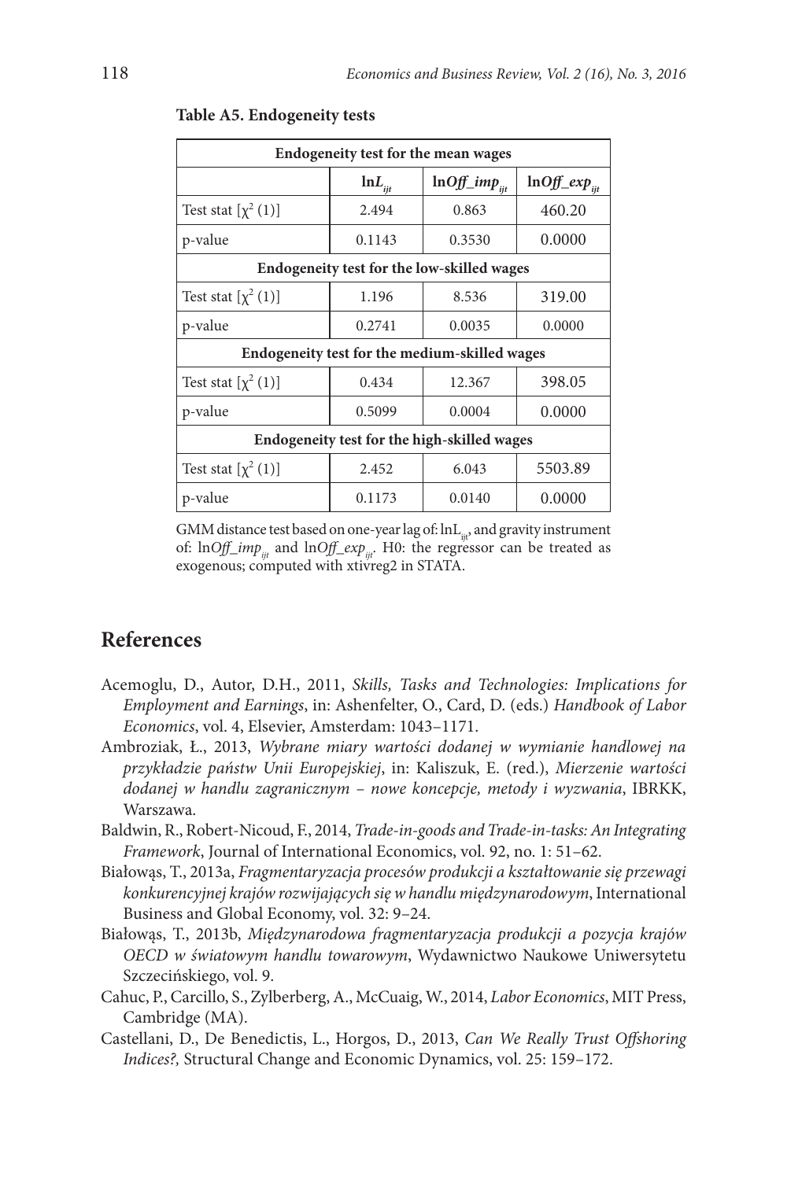**Table A5. Endogeneity tests**

| Endogeneity test for the mean wages | | | |
|---|---|---|---|
| | $\ln L_{ijt}$ | $\ln Off\_imp_{ijt}$ | $\ln Off\_exp_{ijt}$ |
| Test stat [$\chi^2$ (1)] | 2.494 | 0.863 | 460.20 |
| p-value | 0.1143 | 0.3530 | 0.0000 |
| **Endogeneity test for the low-skilled wages** | | | |
| Test stat [$\chi^2$ (1)] | 1.196 | 8.536 | 319.00 |
| p-value | 0.2741 | 0.0035 | 0.0000 |
| **Endogeneity test for the medium-skilled wages** | | | |
| Test stat [$\chi^2$ (1)] | 0.434 | 12.367 | 398.05 |
| p-value | 0.5099 | 0.0004 | 0.0000 |
| **Endogeneity test for the high-skilled wages** | | | |
| Test stat [$\chi^2$ (1)] | 2.452 | 6.043 | 5503.89 |
| p-value | 0.1173 | 0.0140 | 0.0000 |

GMM distance test based on one-year lag of: $\ln L_{ijt}$, and gravity instrument of: $\ln Off\_imp_{ijt}$ and $\ln Off\_exp_{ijt}$. H0: the regressor can be treated as exogenous; computed with xtivreg2 in STATA.

## References

Acemoglu, D., Autor, D.H., 2011, *Skills, Tasks and Technologies: Implications for Employment and Earnings*, in: Ashenfelter, O., Card, D. (eds.) *Handbook of Labor Economics*, vol. 4, Elsevier, Amsterdam: 1043–1171.

Ambroziak, Ł., 2013, *Wybrane miary wartości dodanej w wymianie handlowej na przykładzie państw Unii Europejskiej*, in: Kaliszuk, E. (red.), *Mierzenie wartości dodanej w handlu zagranicznym – nowe koncepcje, metody i wyzwania*, IBRKK, Warszawa.

Baldwin, R., Robert-Nicoud, F., 2014, *Trade-in-goods and Trade-in-tasks: An Integrating Framework*, Journal of International Economics, vol. 92, no. 1: 51–62.

Białowąs, T., 2013a, *Fragmentaryzacja procesów produkcji a kształtowanie się przewagi konkurencyjnej krajów rozwijających się w handlu międzynarodowym*, International Business and Global Economy, vol. 32: 9–24.

Białowąs, T., 2013b, *Międzynarodowa fragmentaryzacja produkcji a pozycja krajów OECD w światowym handlu towarowym*, Wydawnictwo Naukowe Uniwersytetu Szczecińskiego, vol. 9.

Cahuc, P., Carcillo, S., Zylberberg, A., McCuaig, W., 2014, *Labor Economics*, MIT Press, Cambridge (MA).

Castellani, D., De Benedictis, L., Horgos, D., 2013, *Can We Really Trust Offshoring Indices?,* Structural Change and Economic Dynamics, vol. 25: 159–172.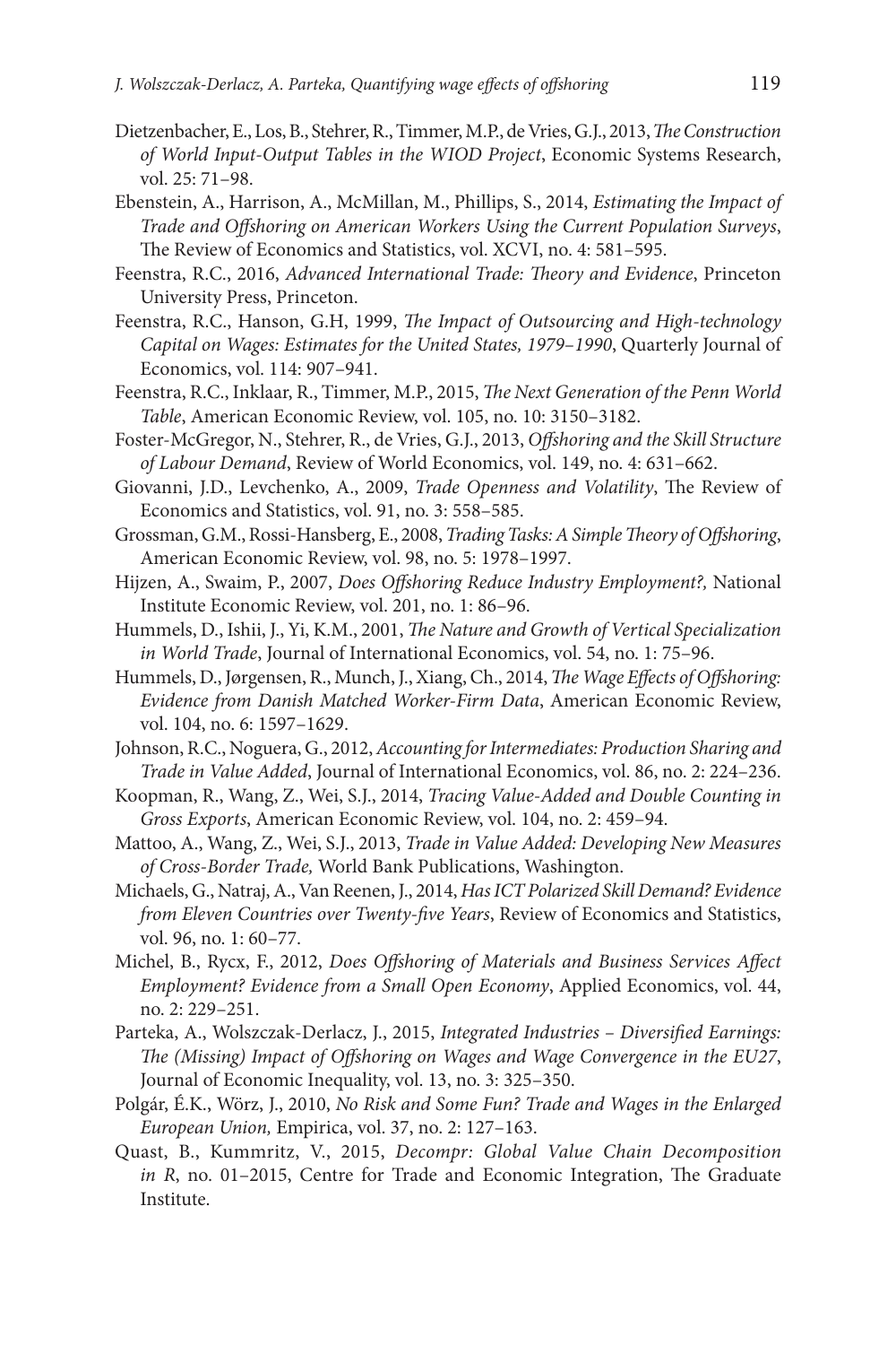Dietzenbacher, E., Los, B., Stehrer, R., Timmer, M.P., de Vries, G.J., 2013, *The Construction of World Input-Output Tables in the WIOD Project*, Economic Systems Research, vol. 25: 71–98.

Ebenstein, A., Harrison, A., McMillan, M., Phillips, S., 2014, *Estimating the Impact of Trade and Offshoring on American Workers Using the Current Population Surveys*, The Review of Economics and Statistics, vol. XCVI, no. 4: 581–595.

Feenstra, R.C., 2016, *Advanced International Trade: Theory and Evidence*, Princeton University Press, Princeton.

Feenstra, R.C., Hanson, G.H, 1999, *The Impact of Outsourcing and High-technology Capital on Wages: Estimates for the United States, 1979–1990*, Quarterly Journal of Economics, vol. 114: 907–941.

Feenstra, R.C., Inklaar, R., Timmer, M.P., 2015, *The Next Generation of the Penn World Table*, American Economic Review, vol. 105, no. 10: 3150–3182.

Foster-McGregor, N., Stehrer, R., de Vries, G.J., 2013, *Offshoring and the Skill Structure of Labour Demand*, Review of World Economics, vol. 149, no. 4: 631–662.

Giovanni, J.D., Levchenko, A., 2009, *Trade Openness and Volatility*, The Review of Economics and Statistics, vol. 91, no. 3: 558–585.

Grossman, G.M., Rossi-Hansberg, E., 2008, *Trading Tasks: A Simple Theory of Offshoring*, American Economic Review, vol. 98, no. 5: 1978–1997.

Hijzen, A., Swaim, P., 2007, *Does Offshoring Reduce Industry Employment?,* National Institute Economic Review, vol. 201, no. 1: 86–96.

Hummels, D., Ishii, J., Yi, K.M., 2001, *The Nature and Growth of Vertical Specialization in World Trade*, Journal of International Economics, vol. 54, no. 1: 75–96.

Hummels, D., Jørgensen, R., Munch, J., Xiang, Ch., 2014, *The Wage Effects of Offshoring: Evidence from Danish Matched Worker-Firm Data*, American Economic Review, vol. 104, no. 6: 1597–1629.

Johnson, R.C., Noguera, G., 2012, *Accounting for Intermediates: Production Sharing and Trade in Value Added*, Journal of International Economics, vol. 86, no. 2: 224–236.

Koopman, R., Wang, Z., Wei, S.J., 2014, *Tracing Value-Added and Double Counting in Gross Exports*, American Economic Review, vol. 104, no. 2: 459–94.

Mattoo, A., Wang, Z., Wei, S.J., 2013, *Trade in Value Added: Developing New Measures of Cross-Border Trade,* World Bank Publications, Washington.

Michaels, G., Natraj, A., Van Reenen, J., 2014, *Has ICT Polarized Skill Demand? Evidence from Eleven Countries over Twenty-five Years*, Review of Economics and Statistics, vol. 96, no. 1: 60–77.

Michel, B., Rycx, F., 2012, *Does Offshoring of Materials and Business Services Affect Employment? Evidence from a Small Open Economy*, Applied Economics, vol. 44, no. 2: 229–251.

Parteka, A., Wolszczak-Derlacz, J., 2015, *Integrated Industries – Diversified Earnings: The (Missing) Impact of Offshoring on Wages and Wage Convergence in the EU27*, Journal of Economic Inequality, vol. 13, no. 3: 325–350.

Polgár, É.K., Wörz, J., 2010, *No Risk and Some Fun? Trade and Wages in the Enlarged European Union,* Empirica, vol. 37, no. 2: 127–163.

Quast, B., Kummritz, V., 2015, *Decompr: Global Value Chain Decomposition in R*, no. 01–2015, Centre for Trade and Economic Integration, The Graduate Institute.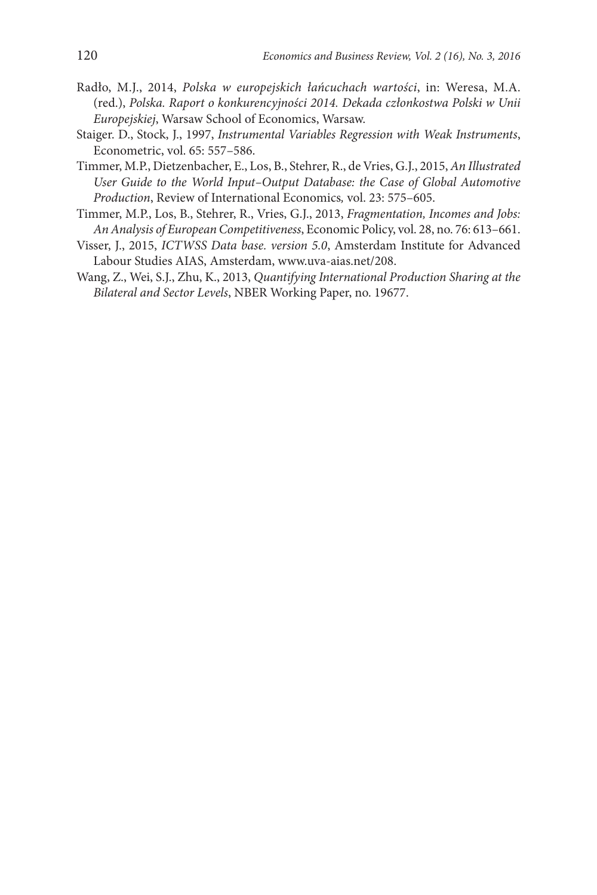Radło, M.J., 2014, *Polska w europejskich łańcuchach wartości*, in: Weresa, M.A. (red.), *Polska. Raport o konkurencyjności 2014. Dekada członkostwa Polski w Unii Europejskiej*, Warsaw School of Economics, Warsaw.

Staiger. D., Stock, J., 1997, *Instrumental Variables Regression with Weak Instruments*, Econometric, vol. 65: 557–586.

Timmer, M.P., Dietzenbacher, E., Los, B., Stehrer, R., de Vries, G.J., 2015, *An Illustrated User Guide to the World Input–Output Database: the Case of Global Automotive Production*, Review of International Economics, vol. 23: 575–605.

Timmer, M.P., Los, B., Stehrer, R., Vries, G.J., 2013, *Fragmentation, Incomes and Jobs: An Analysis of European Competitiveness*, Economic Policy, vol. 28, no. 76: 613–661.

Visser, J., 2015, *ICTWSS Data base. version 5.0*, Amsterdam Institute for Advanced Labour Studies AIAS, Amsterdam, www.uva-aias.net/208.

Wang, Z., Wei, S.J., Zhu, K., 2013, *Quantifying International Production Sharing at the Bilateral and Sector Levels*, NBER Working Paper, no. 19677.